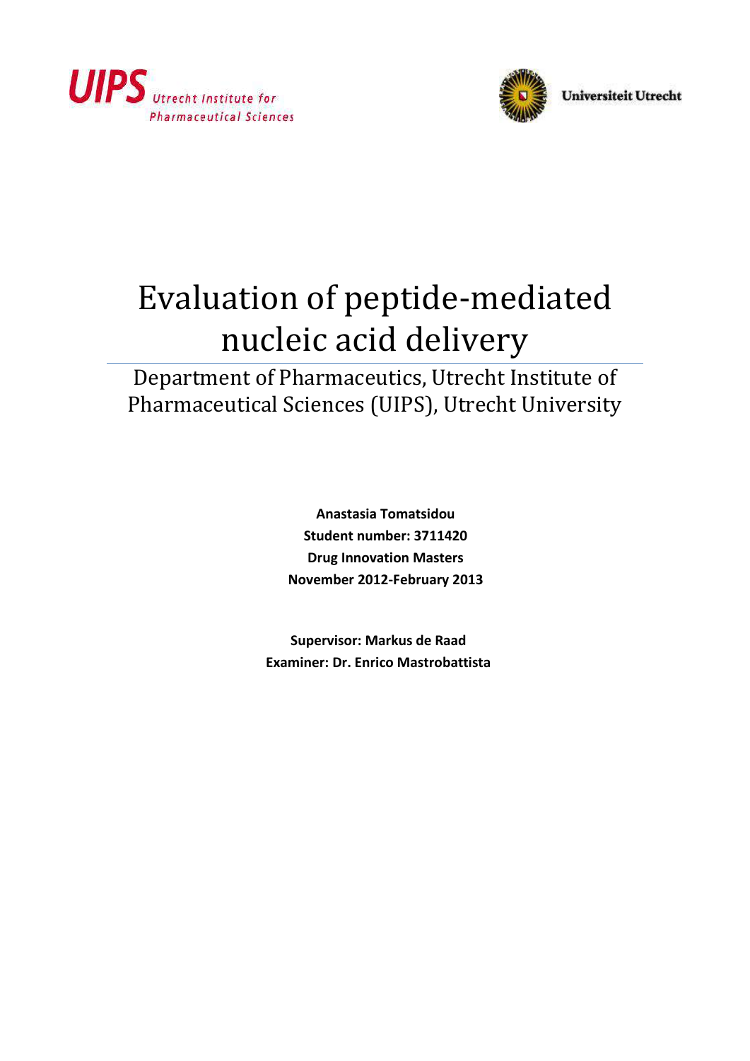UIPS Utrecht Institute for Pharmaceutical Sciences

Universiteit Utrecht

# Evaluation of peptide-mediated nucleic acid delivery

## Department of Pharmaceutics, Utrecht Institute of Pharmaceutical Sciences (UIPS), Utrecht University

**Anastasia Tomatsidou**

**Student number: 3711420**

**Drug Innovation Masters**

**November 2012-February 2013**

**Supervisor: Markus de Raad**

**Examiner: Dr. Enrico Mastrobattista**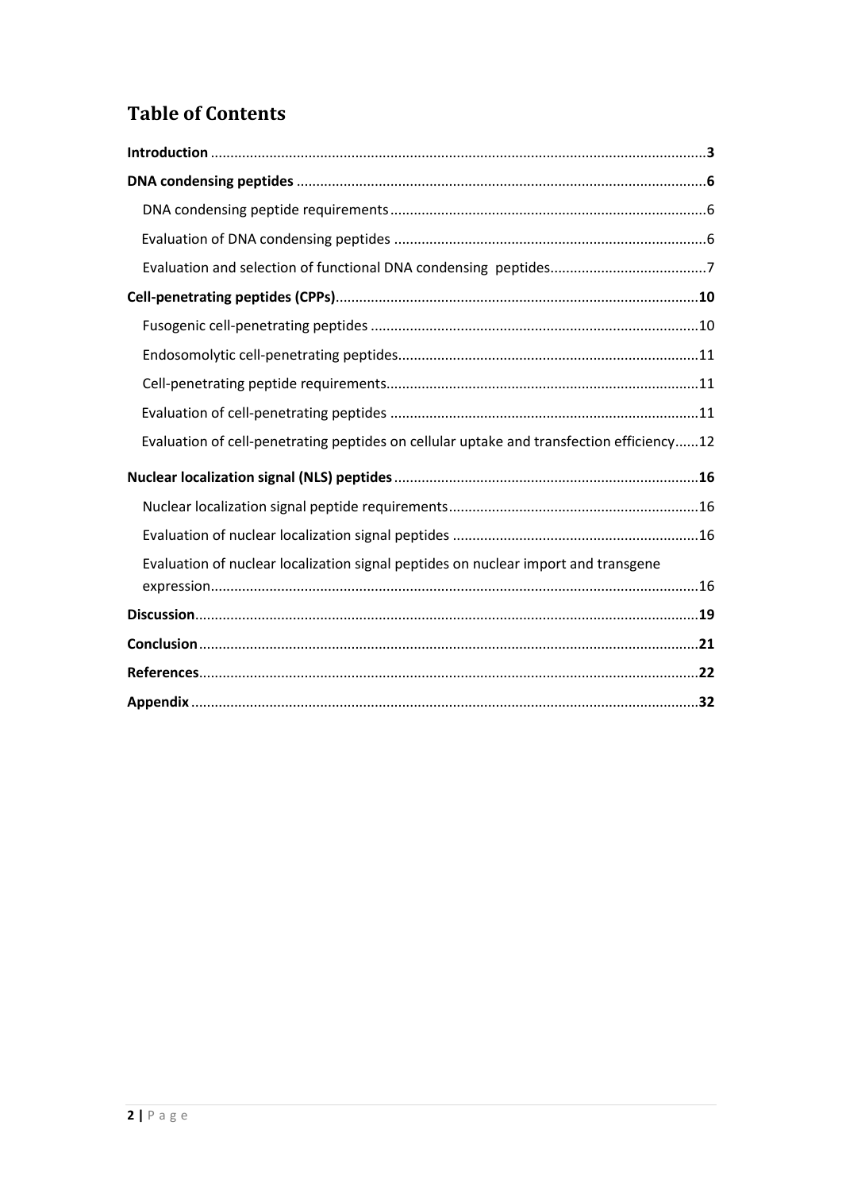# Table of Contents

**Introduction** .......................................................... **3**

**DNA condensing peptides** .......................................................... **6**

- DNA condensing peptide requirements .......................................................... 6
- Evaluation of DNA condensing peptides .......................................................... 6
- Evaluation and selection of functional DNA condensing peptides .......................................................... 7

**Cell-penetrating peptides (CPPs)** .......................................................... **10**

- Fusogenic cell-penetrating peptides .......................................................... 10
- Endosomolytic cell-penetrating peptides .......................................................... 11
- Cell-penetrating peptide requirements .......................................................... 11
- Evaluation of cell-penetrating peptides .......................................................... 11
- Evaluation of cell-penetrating peptides on cellular uptake and transfection efficiency ...... 12

**Nuclear localization signal (NLS) peptides** .......................................................... **16**

- Nuclear localization signal peptide requirements .......................................................... 16
- Evaluation of nuclear localization signal peptides .......................................................... 16
- Evaluation of nuclear localization signal peptides on nuclear import and transgene expression .......................................................... 16

**Discussion** .......................................................... **19**

**Conclusion** .......................................................... **21**

**References** .......................................................... **22**

**Appendix** .......................................................... **32**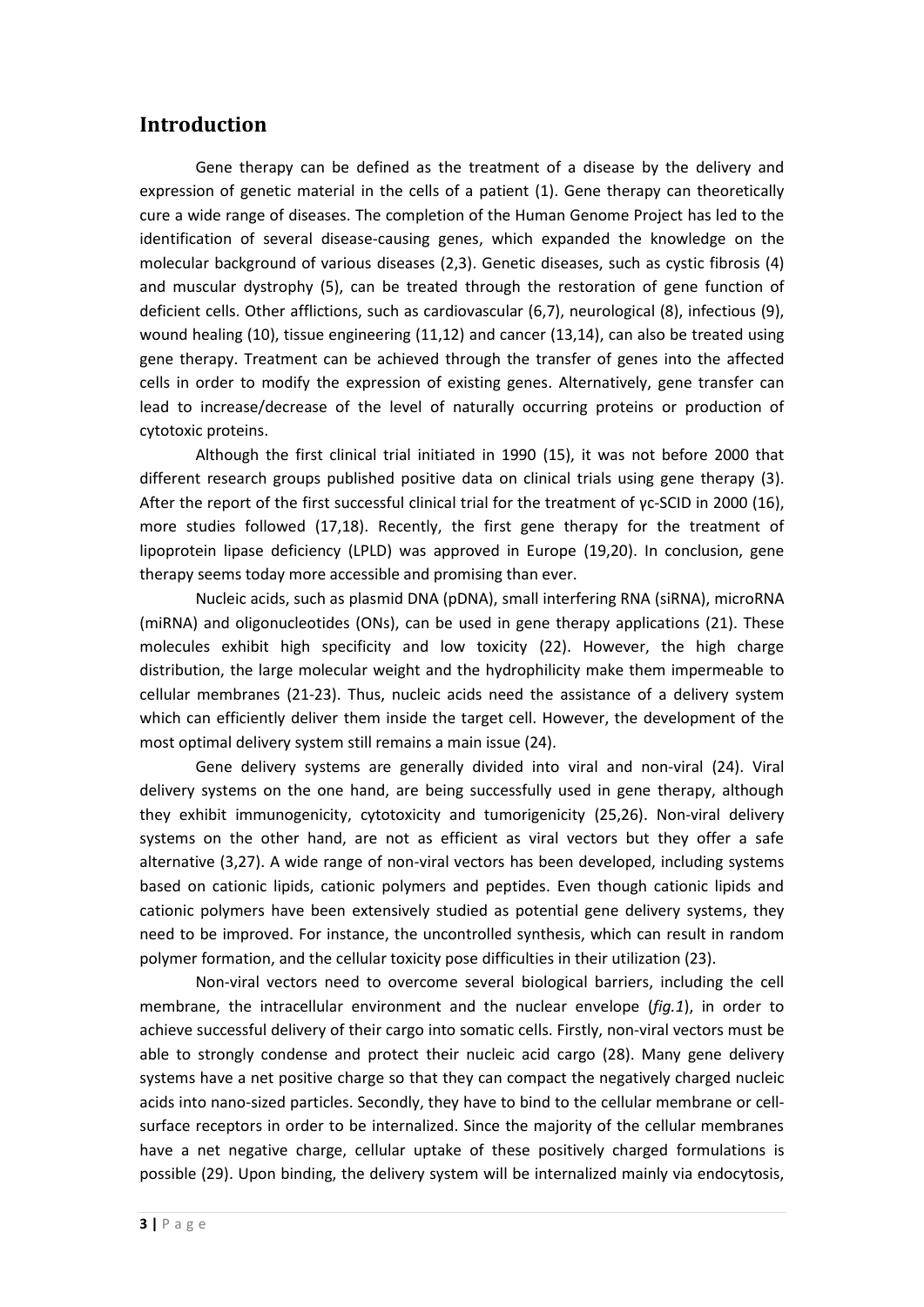## Introduction

Gene therapy can be defined as the treatment of a disease by the delivery and expression of genetic material in the cells of a patient (1). Gene therapy can theoretically cure a wide range of diseases. The completion of the Human Genome Project has led to the identification of several disease-causing genes, which expanded the knowledge on the molecular background of various diseases (2,3). Genetic diseases, such as cystic fibrosis (4) and muscular dystrophy (5), can be treated through the restoration of gene function of deficient cells. Other afflictions, such as cardiovascular (6,7), neurological (8), infectious (9), wound healing (10), tissue engineering (11,12) and cancer (13,14), can also be treated using gene therapy. Treatment can be achieved through the transfer of genes into the affected cells in order to modify the expression of existing genes. Alternatively, gene transfer can lead to increase/decrease of the level of naturally occurring proteins or production of cytotoxic proteins.

Although the first clinical trial initiated in 1990 (15), it was not before 2000 that different research groups published positive data on clinical trials using gene therapy (3). After the report of the first successful clinical trial for the treatment of γc-SCID in 2000 (16), more studies followed (17,18). Recently, the first gene therapy for the treatment of lipoprotein lipase deficiency (LPLD) was approved in Europe (19,20). In conclusion, gene therapy seems today more accessible and promising than ever.

Nucleic acids, such as plasmid DNA (pDNA), small interfering RNA (siRNA), microRNA (miRNA) and oligonucleotides (ONs), can be used in gene therapy applications (21). These molecules exhibit high specificity and low toxicity (22). However, the high charge distribution, the large molecular weight and the hydrophilicity make them impermeable to cellular membranes (21-23). Thus, nucleic acids need the assistance of a delivery system which can efficiently deliver them inside the target cell. However, the development of the most optimal delivery system still remains a main issue (24).

Gene delivery systems are generally divided into viral and non-viral (24). Viral delivery systems on the one hand, are being successfully used in gene therapy, although they exhibit immunogenicity, cytotoxicity and tumorigenicity (25,26). Non-viral delivery systems on the other hand, are not as efficient as viral vectors but they offer a safe alternative (3,27). A wide range of non-viral vectors has been developed, including systems based on cationic lipids, cationic polymers and peptides. Even though cationic lipids and cationic polymers have been extensively studied as potential gene delivery systems, they need to be improved. For instance, the uncontrolled synthesis, which can result in random polymer formation, and the cellular toxicity pose difficulties in their utilization (23).

Non-viral vectors need to overcome several biological barriers, including the cell membrane, the intracellular environment and the nuclear envelope (*fig.1*), in order to achieve successful delivery of their cargo into somatic cells. Firstly, non-viral vectors must be able to strongly condense and protect their nucleic acid cargo (28). Many gene delivery systems have a net positive charge so that they can compact the negatively charged nucleic acids into nano-sized particles. Secondly, they have to bind to the cellular membrane or cell-surface receptors in order to be internalized. Since the majority of the cellular membranes have a net negative charge, cellular uptake of these positively charged formulations is possible (29). Upon binding, the delivery system will be internalized mainly via endocytosis,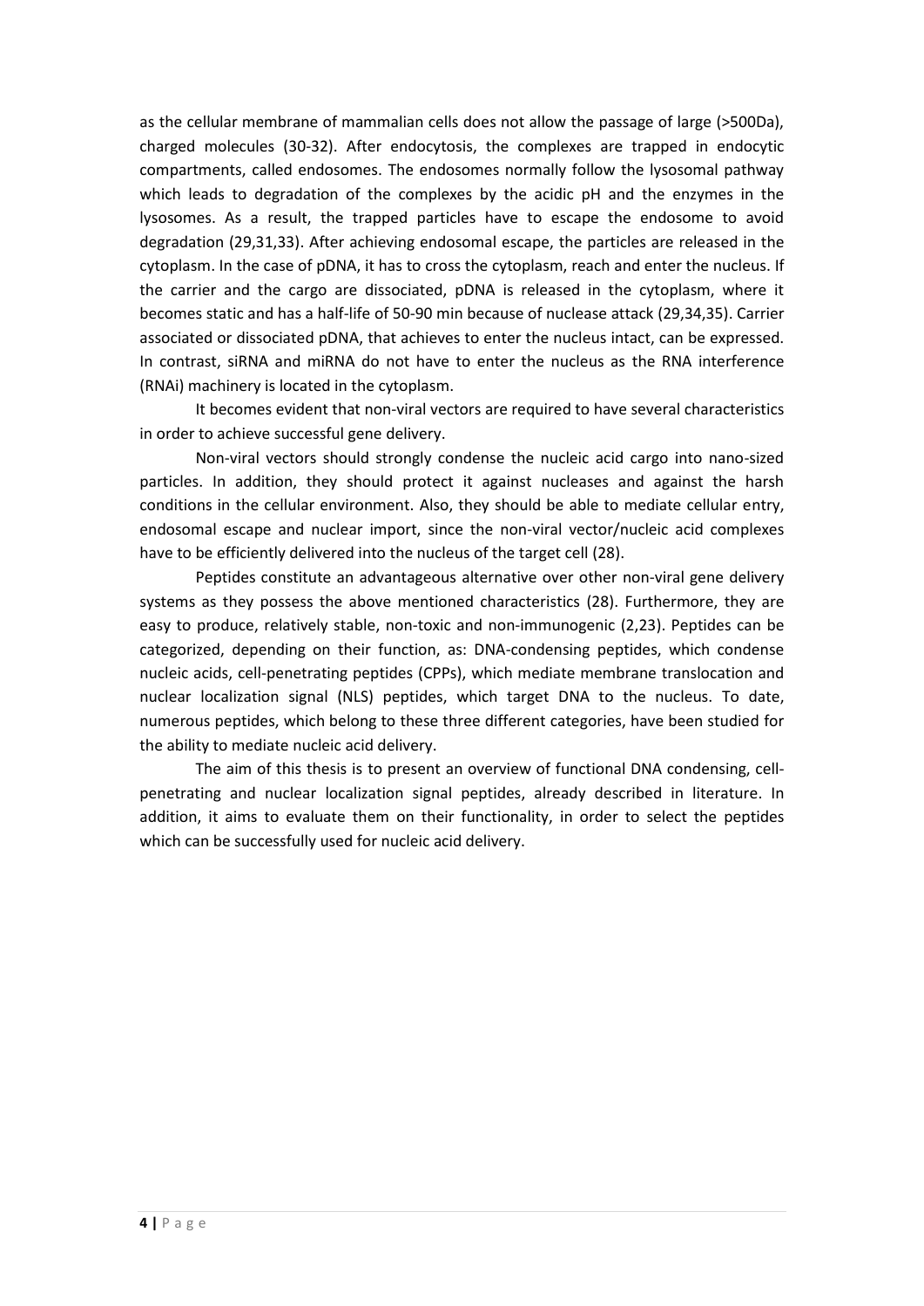as the cellular membrane of mammalian cells does not allow the passage of large (>500Da), charged molecules (30-32). After endocytosis, the complexes are trapped in endocytic compartments, called endosomes. The endosomes normally follow the lysosomal pathway which leads to degradation of the complexes by the acidic pH and the enzymes in the lysosomes. As a result, the trapped particles have to escape the endosome to avoid degradation (29,31,33). After achieving endosomal escape, the particles are released in the cytoplasm. In the case of pDNA, it has to cross the cytoplasm, reach and enter the nucleus. If the carrier and the cargo are dissociated, pDNA is released in the cytoplasm, where it becomes static and has a half-life of 50-90 min because of nuclease attack (29,34,35). Carrier associated or dissociated pDNA, that achieves to enter the nucleus intact, can be expressed. In contrast, siRNA and miRNA do not have to enter the nucleus as the RNA interference (RNAi) machinery is located in the cytoplasm.

It becomes evident that non-viral vectors are required to have several characteristics in order to achieve successful gene delivery.

Non-viral vectors should strongly condense the nucleic acid cargo into nano-sized particles. In addition, they should protect it against nucleases and against the harsh conditions in the cellular environment. Also, they should be able to mediate cellular entry, endosomal escape and nuclear import, since the non-viral vector/nucleic acid complexes have to be efficiently delivered into the nucleus of the target cell (28).

Peptides constitute an advantageous alternative over other non-viral gene delivery systems as they possess the above mentioned characteristics (28). Furthermore, they are easy to produce, relatively stable, non-toxic and non-immunogenic (2,23). Peptides can be categorized, depending on their function, as: DNA-condensing peptides, which condense nucleic acids, cell-penetrating peptides (CPPs), which mediate membrane translocation and nuclear localization signal (NLS) peptides, which target DNA to the nucleus. To date, numerous peptides, which belong to these three different categories, have been studied for the ability to mediate nucleic acid delivery.

The aim of this thesis is to present an overview of functional DNA condensing, cell-penetrating and nuclear localization signal peptides, already described in literature. In addition, it aims to evaluate them on their functionality, in order to select the peptides which can be successfully used for nucleic acid delivery.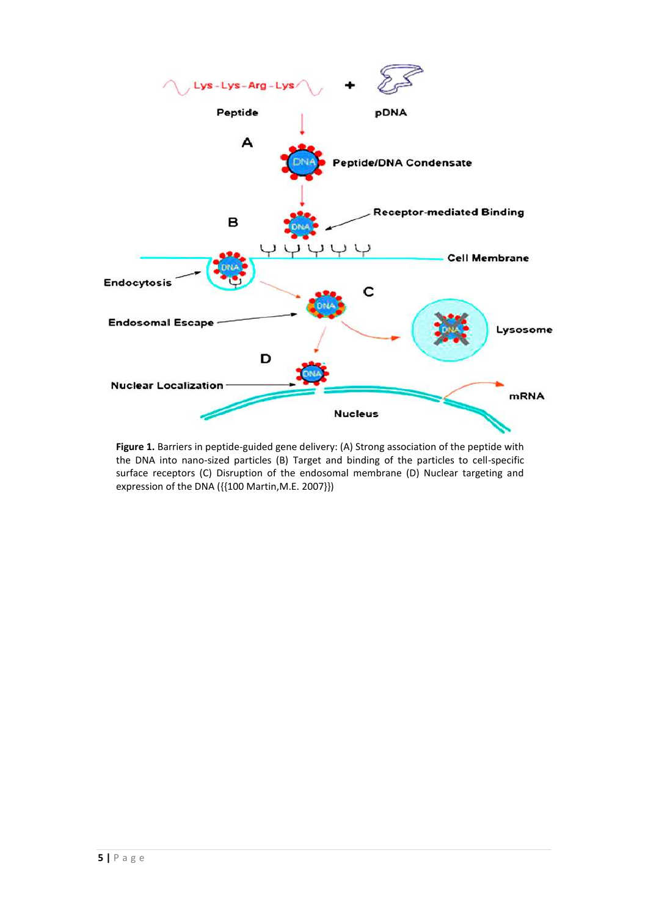**Figure 1.** Barriers in peptide-guided gene delivery: (A) Strong association of the peptide with the DNA into nano-sized particles (B) Target and binding of the particles to cell-specific surface receptors (C) Disruption of the endosomal membrane (D) Nuclear targeting and expression of the DNA ({{100 Martin,M.E. 2007}})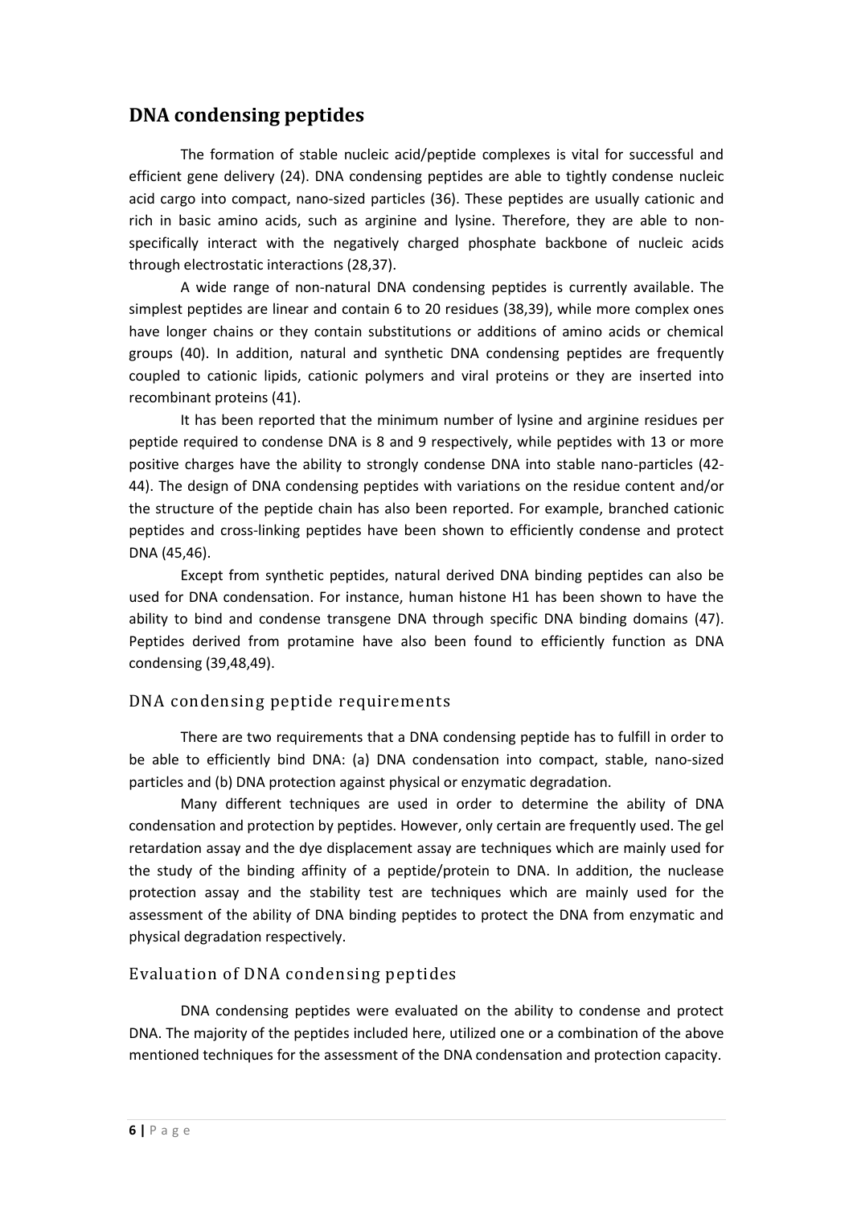## DNA condensing peptides

The formation of stable nucleic acid/peptide complexes is vital for successful and efficient gene delivery (24). DNA condensing peptides are able to tightly condense nucleic acid cargo into compact, nano-sized particles (36). These peptides are usually cationic and rich in basic amino acids, such as arginine and lysine. Therefore, they are able to non-specifically interact with the negatively charged phosphate backbone of nucleic acids through electrostatic interactions (28,37).

A wide range of non-natural DNA condensing peptides is currently available. The simplest peptides are linear and contain 6 to 20 residues (38,39), while more complex ones have longer chains or they contain substitutions or additions of amino acids or chemical groups (40). In addition, natural and synthetic DNA condensing peptides are frequently coupled to cationic lipids, cationic polymers and viral proteins or they are inserted into recombinant proteins (41).

It has been reported that the minimum number of lysine and arginine residues per peptide required to condense DNA is 8 and 9 respectively, while peptides with 13 or more positive charges have the ability to strongly condense DNA into stable nano-particles (42-44). The design of DNA condensing peptides with variations on the residue content and/or the structure of the peptide chain has also been reported. For example, branched cationic peptides and cross-linking peptides have been shown to efficiently condense and protect DNA (45,46).

Except from synthetic peptides, natural derived DNA binding peptides can also be used for DNA condensation. For instance, human histone H1 has been shown to have the ability to bind and condense transgene DNA through specific DNA binding domains (47). Peptides derived from protamine have also been found to efficiently function as DNA condensing (39,48,49).

### DNA condensing peptide requirements

There are two requirements that a DNA condensing peptide has to fulfill in order to be able to efficiently bind DNA: (a) DNA condensation into compact, stable, nano-sized particles and (b) DNA protection against physical or enzymatic degradation.

Many different techniques are used in order to determine the ability of DNA condensation and protection by peptides. However, only certain are frequently used. The gel retardation assay and the dye displacement assay are techniques which are mainly used for the study of the binding affinity of a peptide/protein to DNA. In addition, the nuclease protection assay and the stability test are techniques which are mainly used for the assessment of the ability of DNA binding peptides to protect the DNA from enzymatic and physical degradation respectively.

### Evaluation of DNA condensing peptides

DNA condensing peptides were evaluated on the ability to condense and protect DNA. The majority of the peptides included here, utilized one or a combination of the above mentioned techniques for the assessment of the DNA condensation and protection capacity.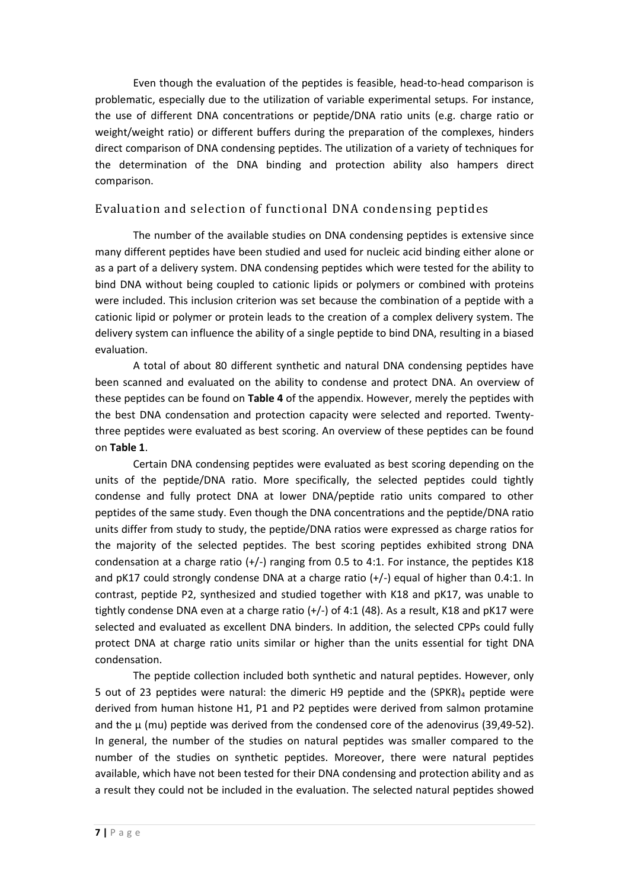Even though the evaluation of the peptides is feasible, head-to-head comparison is problematic, especially due to the utilization of variable experimental setups. For instance, the use of different DNA concentrations or peptide/DNA ratio units (e.g. charge ratio or weight/weight ratio) or different buffers during the preparation of the complexes, hinders direct comparison of DNA condensing peptides. The utilization of a variety of techniques for the determination of the DNA binding and protection ability also hampers direct comparison.

## Evaluation and selection of functional DNA condensing peptides

The number of the available studies on DNA condensing peptides is extensive since many different peptides have been studied and used for nucleic acid binding either alone or as a part of a delivery system. DNA condensing peptides which were tested for the ability to bind DNA without being coupled to cationic lipids or polymers or combined with proteins were included. This inclusion criterion was set because the combination of a peptide with a cationic lipid or polymer or protein leads to the creation of a complex delivery system. The delivery system can influence the ability of a single peptide to bind DNA, resulting in a biased evaluation.

A total of about 80 different synthetic and natural DNA condensing peptides have been scanned and evaluated on the ability to condense and protect DNA. An overview of these peptides can be found on **Table 4** of the appendix. However, merely the peptides with the best DNA condensation and protection capacity were selected and reported. Twenty-three peptides were evaluated as best scoring. An overview of these peptides can be found on **Table 1**.

Certain DNA condensing peptides were evaluated as best scoring depending on the units of the peptide/DNA ratio. More specifically, the selected peptides could tightly condense and fully protect DNA at lower DNA/peptide ratio units compared to other peptides of the same study. Even though the DNA concentrations and the peptide/DNA ratio units differ from study to study, the peptide/DNA ratios were expressed as charge ratios for the majority of the selected peptides. The best scoring peptides exhibited strong DNA condensation at a charge ratio (+/-) ranging from 0.5 to 4:1. For instance, the peptides K18 and pK17 could strongly condense DNA at a charge ratio (+/-) equal of higher than 0.4:1. In contrast, peptide P2, synthesized and studied together with K18 and pK17, was unable to tightly condense DNA even at a charge ratio (+/-) of 4:1 (48). As a result, K18 and pK17 were selected and evaluated as excellent DNA binders. In addition, the selected CPPs could fully protect DNA at charge ratio units similar or higher than the units essential for tight DNA condensation.

The peptide collection included both synthetic and natural peptides. However, only 5 out of 23 peptides were natural: the dimeric H9 peptide and the $(SPKR)_4$ peptide were derived from human histone H1, P1 and P2 peptides were derived from salmon protamine and the μ (mu) peptide was derived from the condensed core of the adenovirus (39,49-52). In general, the number of the studies on natural peptides was smaller compared to the number of the studies on synthetic peptides. Moreover, there were natural peptides available, which have not been tested for their DNA condensing and protection ability and as a result they could not be included in the evaluation. The selected natural peptides showed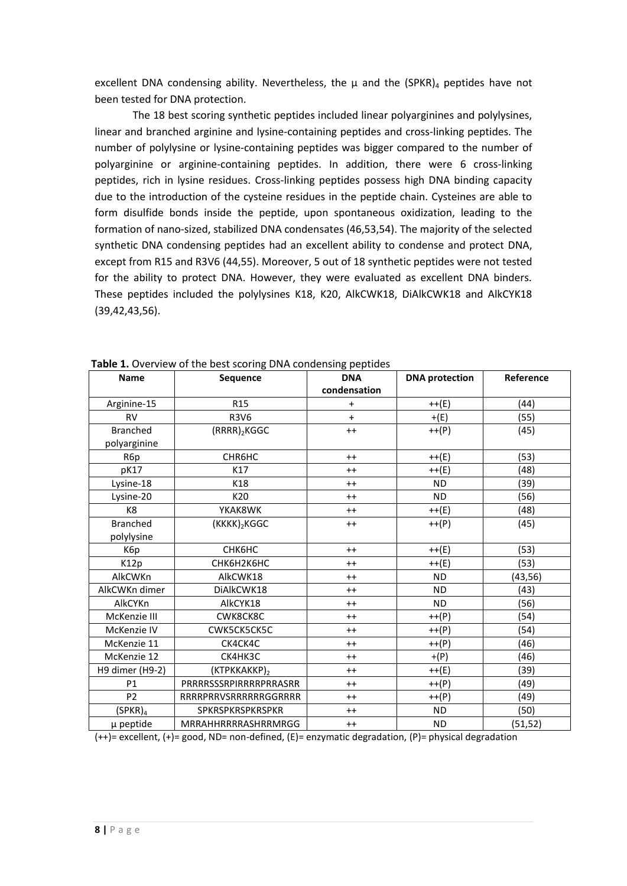excellent DNA condensing ability. Nevertheless, the μ and the $(SPKR)_4$ peptides have not been tested for DNA protection.

The 18 best scoring synthetic peptides included linear polyarginines and polylysines, linear and branched arginine and lysine-containing peptides and cross-linking peptides. The number of polylysine or lysine-containing peptides was bigger compared to the number of polyarginine or arginine-containing peptides. In addition, there were 6 cross-linking peptides, rich in lysine residues. Cross-linking peptides possess high DNA binding capacity due to the introduction of the cysteine residues in the peptide chain. Cysteines are able to form disulfide bonds inside the peptide, upon spontaneous oxidization, leading to the formation of nano-sized, stabilized DNA condensates (46,53,54). The majority of the selected synthetic DNA condensing peptides had an excellent ability to condense and protect DNA, except from R15 and R3V6 (44,55). Moreover, 5 out of 18 synthetic peptides were not tested for the ability to protect DNA. However, they were evaluated as excellent DNA binders. These peptides included the polylysines K18, K20, AlkCWK18, DiAlkCWK18 and AlkCYK18 (39,42,43,56).

**Table 1.** Overview of the best scoring DNA condensing peptides

| Name | Sequence | DNA condensation | DNA protection | Reference |
|---|---|---|---|---|
| Arginine-15 | R15 | + | ++(E) | (44) |
| RV | R3V6 | + | +(E) | (55) |
| Branched polyarginine | $(RRRR)_2$KGGC | ++ | ++(P) | (45) |
| R6p | CHR6HC | ++ | ++(E) | (53) |
| pK17 | K17 | ++ | ++(E) | (48) |
| Lysine-18 | K18 | ++ | ND | (39) |
| Lysine-20 | K20 | ++ | ND | (56) |
| K8 | YKAK8WK | ++ | ++(E) | (48) |
| Branched polylysine | $(KKKK)_2$KGGC | ++ | ++(P) | (45) |
| K6p | CHK6HC | ++ | ++(E) | (53) |
| K12p | CHK6H2K6HC | ++ | ++(E) | (53) |
| AlkCWKn | AlkCWK18 | ++ | ND | (43,56) |
| AlkCWKn dimer | DiAlkCWK18 | ++ | ND | (43) |
| AlkCYKn | AlkCYK18 | ++ | ND | (56) |
| McKenzie III | CWK8CK8C | ++ | ++(P) | (54) |
| McKenzie IV | CWK5CK5CK5C | ++ | ++(P) | (54) |
| McKenzie 11 | CK4CK4C | ++ | ++(P) | (46) |
| McKenzie 12 | CK4HK3C | ++ | +(P) | (46) |
| H9 dimer (H9-2) | $(KTPKKAKKP)_2$ | ++ | ++(E) | (39) |
| P1 | PRRRRSSSRPIRRRRPRRASRR | ++ | ++(P) | (49) |
| P2 | RRRRPRRVSRRRRRRGGRRRR | ++ | ++(P) | (49) |
| $(SPKR)_4$ | SPKRSPKRSPKRSPKR | ++ | ND | (50) |
| μ peptide | MRRAHHRRRRASHRRMRGG | ++ | ND | (51,52) |

(++)= excellent, (+)= good, ND= non-defined, (E)= enzymatic degradation, (P)= physical degradation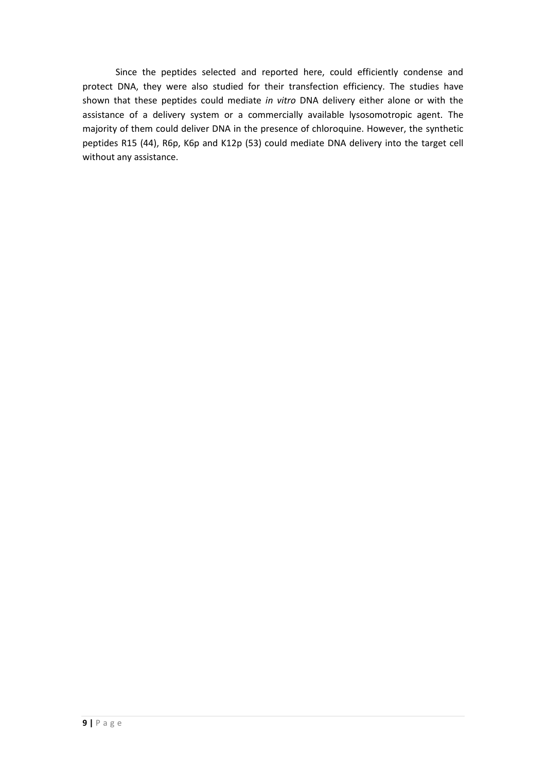Since the peptides selected and reported here, could efficiently condense and protect DNA, they were also studied for their transfection efficiency. The studies have shown that these peptides could mediate *in vitro* DNA delivery either alone or with the assistance of a delivery system or a commercially available lysosomotropic agent. The majority of them could deliver DNA in the presence of chloroquine. However, the synthetic peptides R15 (44), R6p, K6p and K12p (53) could mediate DNA delivery into the target cell without any assistance.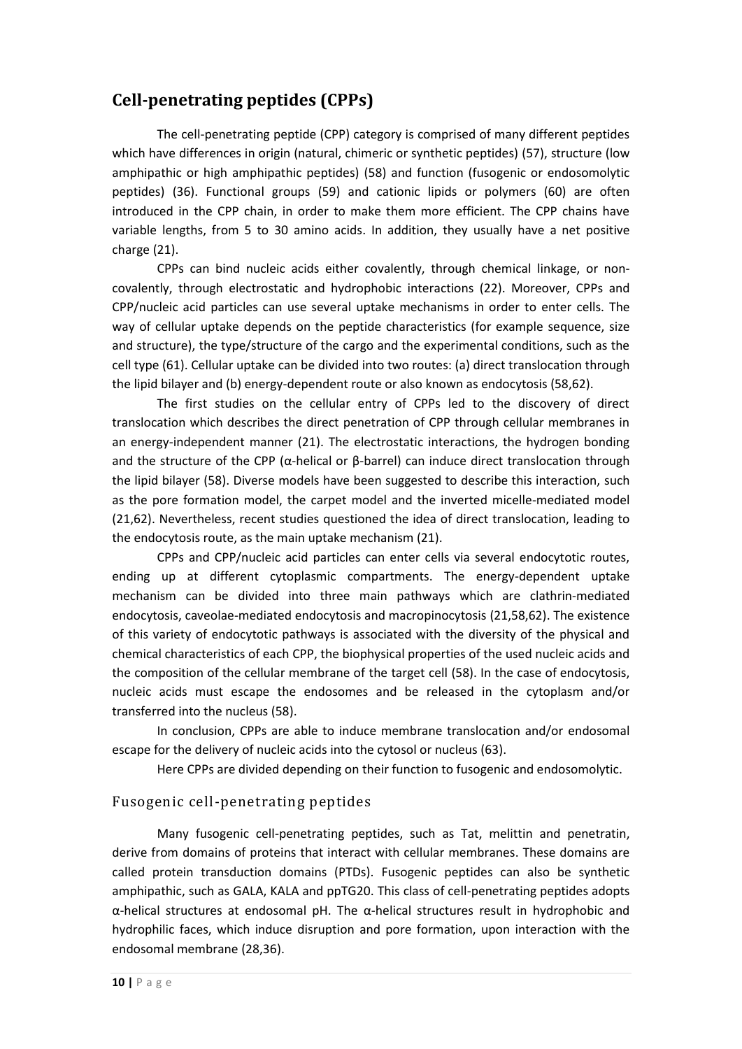## Cell-penetrating peptides (CPPs)

The cell-penetrating peptide (CPP) category is comprised of many different peptides which have differences in origin (natural, chimeric or synthetic peptides) (57), structure (low amphipathic or high amphipathic peptides) (58) and function (fusogenic or endosomolytic peptides) (36). Functional groups (59) and cationic lipids or polymers (60) are often introduced in the CPP chain, in order to make them more efficient. The CPP chains have variable lengths, from 5 to 30 amino acids. In addition, they usually have a net positive charge (21).

CPPs can bind nucleic acids either covalently, through chemical linkage, or non-covalently, through electrostatic and hydrophobic interactions (22). Moreover, CPPs and CPP/nucleic acid particles can use several uptake mechanisms in order to enter cells. The way of cellular uptake depends on the peptide characteristics (for example sequence, size and structure), the type/structure of the cargo and the experimental conditions, such as the cell type (61). Cellular uptake can be divided into two routes: (a) direct translocation through the lipid bilayer and (b) energy-dependent route or also known as endocytosis (58,62).

The first studies on the cellular entry of CPPs led to the discovery of direct translocation which describes the direct penetration of CPP through cellular membranes in an energy-independent manner (21). The electrostatic interactions, the hydrogen bonding and the structure of the CPP (α-helical or β-barrel) can induce direct translocation through the lipid bilayer (58). Diverse models have been suggested to describe this interaction, such as the pore formation model, the carpet model and the inverted micelle-mediated model (21,62). Nevertheless, recent studies questioned the idea of direct translocation, leading to the endocytosis route, as the main uptake mechanism (21).

CPPs and CPP/nucleic acid particles can enter cells via several endocytotic routes, ending up at different cytoplasmic compartments. The energy-dependent uptake mechanism can be divided into three main pathways which are clathrin-mediated endocytosis, caveolae-mediated endocytosis and macropinocytosis (21,58,62). The existence of this variety of endocytotic pathways is associated with the diversity of the physical and chemical characteristics of each CPP, the biophysical properties of the used nucleic acids and the composition of the cellular membrane of the target cell (58). In the case of endocytosis, nucleic acids must escape the endosomes and be released in the cytoplasm and/or transferred into the nucleus (58).

In conclusion, CPPs are able to induce membrane translocation and/or endosomal escape for the delivery of nucleic acids into the cytosol or nucleus (63).

Here CPPs are divided depending on their function to fusogenic and endosomolytic.

### Fusogenic cell-penetrating peptides

Many fusogenic cell-penetrating peptides, such as Tat, melittin and penetratin, derive from domains of proteins that interact with cellular membranes. These domains are called protein transduction domains (PTDs). Fusogenic peptides can also be synthetic amphipathic, such as GALA, KALA and ppTG20. This class of cell-penetrating peptides adopts α-helical structures at endosomal pH. The α-helical structures result in hydrophobic and hydrophilic faces, which induce disruption and pore formation, upon interaction with the endosomal membrane (28,36).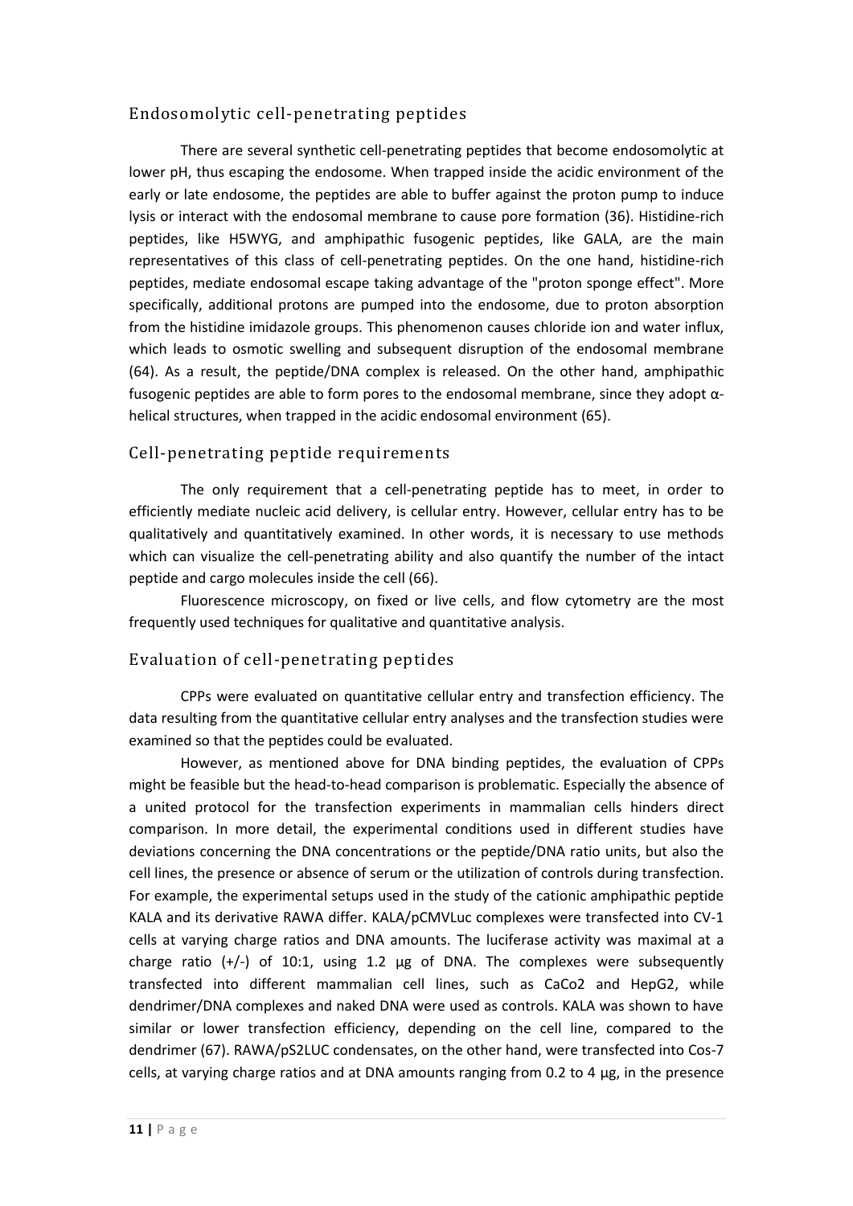## Endosomolytic cell-penetrating peptides

There are several synthetic cell-penetrating peptides that become endosomolytic at lower pH, thus escaping the endosome. When trapped inside the acidic environment of the early or late endosome, the peptides are able to buffer against the proton pump to induce lysis or interact with the endosomal membrane to cause pore formation (36). Histidine-rich peptides, like H5WYG, and amphipathic fusogenic peptides, like GALA, are the main representatives of this class of cell-penetrating peptides. On the one hand, histidine-rich peptides, mediate endosomal escape taking advantage of the "proton sponge effect". More specifically, additional protons are pumped into the endosome, due to proton absorption from the histidine imidazole groups. This phenomenon causes chloride ion and water influx, which leads to osmotic swelling and subsequent disruption of the endosomal membrane (64). As a result, the peptide/DNA complex is released. On the other hand, amphipathic fusogenic peptides are able to form pores to the endosomal membrane, since they adopt α-helical structures, when trapped in the acidic endosomal environment (65).

## Cell-penetrating peptide requirements

The only requirement that a cell-penetrating peptide has to meet, in order to efficiently mediate nucleic acid delivery, is cellular entry. However, cellular entry has to be qualitatively and quantitatively examined. In other words, it is necessary to use methods which can visualize the cell-penetrating ability and also quantify the number of the intact peptide and cargo molecules inside the cell (66).

Fluorescence microscopy, on fixed or live cells, and flow cytometry are the most frequently used techniques for qualitative and quantitative analysis.

## Evaluation of cell-penetrating peptides

CPPs were evaluated on quantitative cellular entry and transfection efficiency. The data resulting from the quantitative cellular entry analyses and the transfection studies were examined so that the peptides could be evaluated.

However, as mentioned above for DNA binding peptides, the evaluation of CPPs might be feasible but the head-to-head comparison is problematic. Especially the absence of a united protocol for the transfection experiments in mammalian cells hinders direct comparison. In more detail, the experimental conditions used in different studies have deviations concerning the DNA concentrations or the peptide/DNA ratio units, but also the cell lines, the presence or absence of serum or the utilization of controls during transfection. For example, the experimental setups used in the study of the cationic amphipathic peptide KALA and its derivative RAWA differ. KALA/pCMVLuc complexes were transfected into CV-1 cells at varying charge ratios and DNA amounts. The luciferase activity was maximal at a charge ratio (+/-) of 10:1, using 1.2 μg of DNA. The complexes were subsequently transfected into different mammalian cell lines, such as CaCo2 and HepG2, while dendrimer/DNA complexes and naked DNA were used as controls. KALA was shown to have similar or lower transfection efficiency, depending on the cell line, compared to the dendrimer (67). RAWA/pS2LUC condensates, on the other hand, were transfected into Cos-7 cells, at varying charge ratios and at DNA amounts ranging from 0.2 to 4 μg, in the presence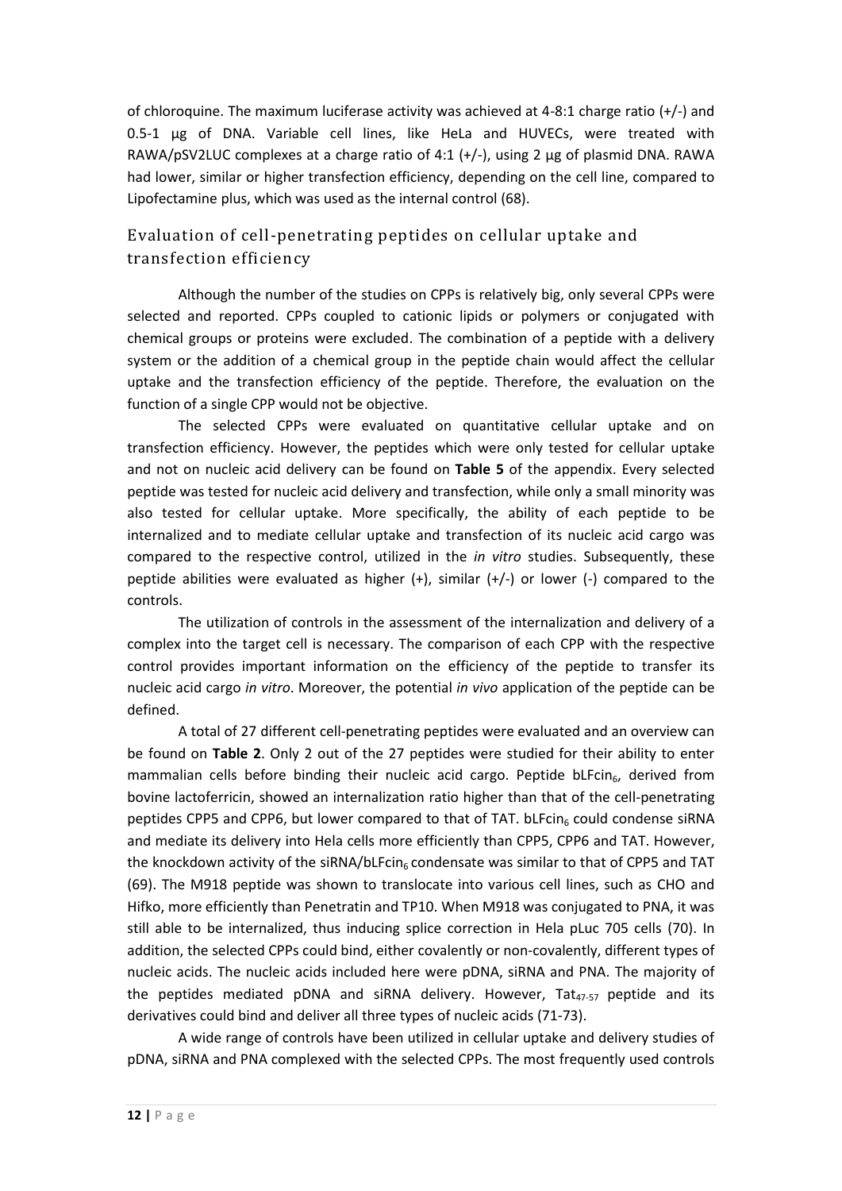of chloroquine. The maximum luciferase activity was achieved at 4-8:1 charge ratio (+/-) and 0.5-1 μg of DNA. Variable cell lines, like HeLa and HUVECs, were treated with RAWA/pSV2LUC complexes at a charge ratio of 4:1 (+/-), using 2 μg of plasmid DNA. RAWA had lower, similar or higher transfection efficiency, depending on the cell line, compared to Lipofectamine plus, which was used as the internal control (68).

## Evaluation of cell-penetrating peptides on cellular uptake and transfection efficiency

Although the number of the studies on CPPs is relatively big, only several CPPs were selected and reported. CPPs coupled to cationic lipids or polymers or conjugated with chemical groups or proteins were excluded. The combination of a peptide with a delivery system or the addition of a chemical group in the peptide chain would affect the cellular uptake and the transfection efficiency of the peptide. Therefore, the evaluation on the function of a single CPP would not be objective.

The selected CPPs were evaluated on quantitative cellular uptake and on transfection efficiency. However, the peptides which were only tested for cellular uptake and not on nucleic acid delivery can be found on **Table 5** of the appendix. Every selected peptide was tested for nucleic acid delivery and transfection, while only a small minority was also tested for cellular uptake. More specifically, the ability of each peptide to be internalized and to mediate cellular uptake and transfection of its nucleic acid cargo was compared to the respective control, utilized in the *in vitro* studies. Subsequently, these peptide abilities were evaluated as higher (+), similar (+/-) or lower (-) compared to the controls.

The utilization of controls in the assessment of the internalization and delivery of a complex into the target cell is necessary. The comparison of each CPP with the respective control provides important information on the efficiency of the peptide to transfer its nucleic acid cargo *in vitro*. Moreover, the potential *in vivo* application of the peptide can be defined.

A total of 27 different cell-penetrating peptides were evaluated and an overview can be found on **Table 2**. Only 2 out of the 27 peptides were studied for their ability to enter mammalian cells before binding their nucleic acid cargo. Peptide $bLFcin_6$, derived from bovine lactoferricin, showed an internalization ratio higher than that of the cell-penetrating peptides CPP5 and CPP6, but lower compared to that of TAT. $bLFcin_6$ could condense siRNA and mediate its delivery into Hela cells more efficiently than CPP5, CPP6 and TAT. However, the knockdown activity of the siRNA/$bLFcin_6$ condensate was similar to that of CPP5 and TAT (69). The M918 peptide was shown to translocate into various cell lines, such as CHO and Hifko, more efficiently than Penetratin and TP10. When M918 was conjugated to PNA, it was still able to be internalized, thus inducing splice correction in Hela pLuc 705 cells (70). In addition, the selected CPPs could bind, either covalently or non-covalently, different types of nucleic acids. The nucleic acids included here were pDNA, siRNA and PNA. The majority of the peptides mediated pDNA and siRNA delivery. However, $Tat_{47\text{-}57}$ peptide and its derivatives could bind and deliver all three types of nucleic acids (71-73).

A wide range of controls have been utilized in cellular uptake and delivery studies of pDNA, siRNA and PNA complexed with the selected CPPs. The most frequently used controls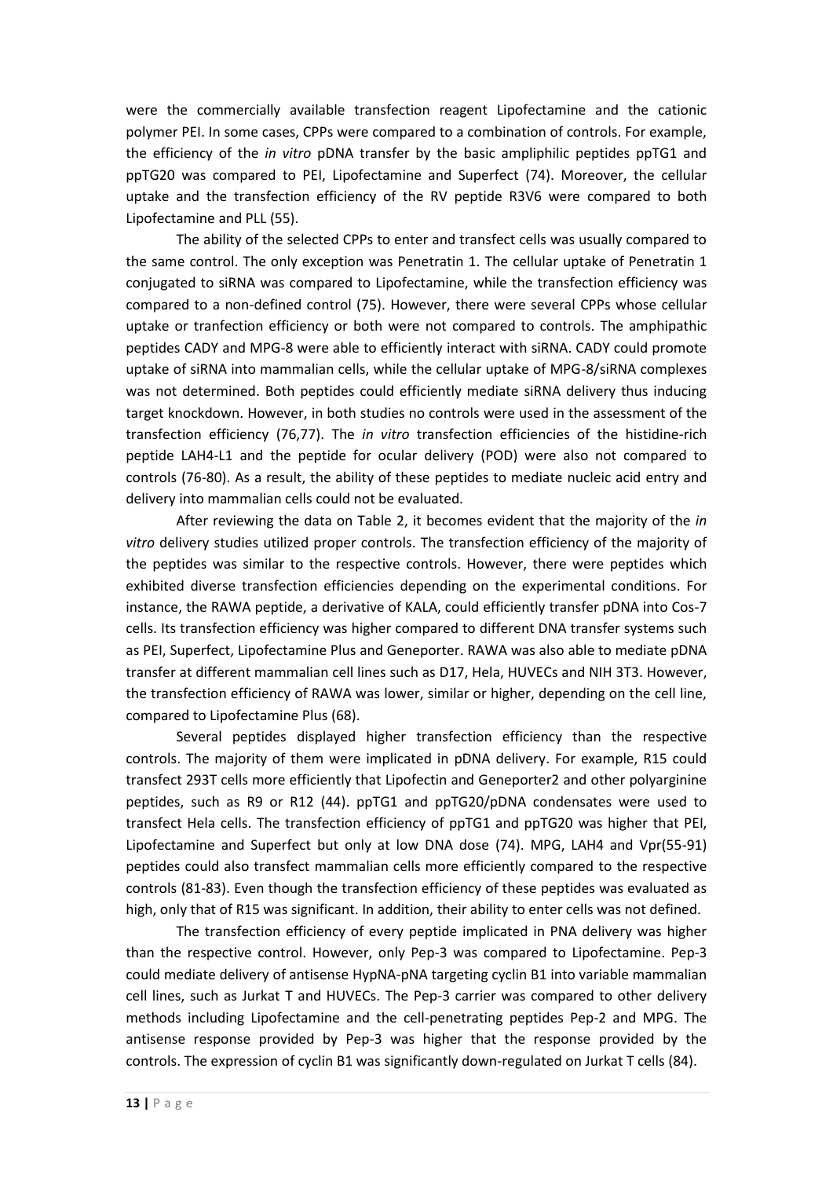were the commercially available transfection reagent Lipofectamine and the cationic polymer PEI. In some cases, CPPs were compared to a combination of controls. For example, the efficiency of the *in vitro* pDNA transfer by the basic ampliphilic peptides ppTG1 and ppTG20 was compared to PEI, Lipofectamine and Superfect (74). Moreover, the cellular uptake and the transfection efficiency of the RV peptide R3V6 were compared to both Lipofectamine and PLL (55).

The ability of the selected CPPs to enter and transfect cells was usually compared to the same control. The only exception was Penetratin 1. The cellular uptake of Penetratin 1 conjugated to siRNA was compared to Lipofectamine, while the transfection efficiency was compared to a non-defined control (75). However, there were several CPPs whose cellular uptake or tranfection efficiency or both were not compared to controls. The amphipathic peptides CADY and MPG-8 were able to efficiently interact with siRNA. CADY could promote uptake of siRNA into mammalian cells, while the cellular uptake of MPG-8/siRNA complexes was not determined. Both peptides could efficiently mediate siRNA delivery thus inducing target knockdown. However, in both studies no controls were used in the assessment of the transfection efficiency (76,77). The *in vitro* transfection efficiencies of the histidine-rich peptide LAH4-L1 and the peptide for ocular delivery (POD) were also not compared to controls (76-80). As a result, the ability of these peptides to mediate nucleic acid entry and delivery into mammalian cells could not be evaluated.

After reviewing the data on Table 2, it becomes evident that the majority of the *in vitro* delivery studies utilized proper controls. The transfection efficiency of the majority of the peptides was similar to the respective controls. However, there were peptides which exhibited diverse transfection efficiencies depending on the experimental conditions. For instance, the RAWA peptide, a derivative of KALA, could efficiently transfer pDNA into Cos-7 cells. Its transfection efficiency was higher compared to different DNA transfer systems such as PEI, Superfect, Lipofectamine Plus and Geneporter. RAWA was also able to mediate pDNA transfer at different mammalian cell lines such as D17, Hela, HUVECs and NIH 3T3. However, the transfection efficiency of RAWA was lower, similar or higher, depending on the cell line, compared to Lipofectamine Plus (68).

Several peptides displayed higher transfection efficiency than the respective controls. The majority of them were implicated in pDNA delivery. For example, R15 could transfect 293T cells more efficiently that Lipofectin and Geneporter2 and other polyarginine peptides, such as R9 or R12 (44). ppTG1 and ppTG20/pDNA condensates were used to transfect Hela cells. The transfection efficiency of ppTG1 and ppTG20 was higher that PEI, Lipofectamine and Superfect but only at low DNA dose (74). MPG, LAH4 and Vpr(55-91) peptides could also transfect mammalian cells more efficiently compared to the respective controls (81-83). Even though the transfection efficiency of these peptides was evaluated as high, only that of R15 was significant. In addition, their ability to enter cells was not defined.

The transfection efficiency of every peptide implicated in PNA delivery was higher than the respective control. However, only Pep-3 was compared to Lipofectamine. Pep-3 could mediate delivery of antisense HypNA-pNA targeting cyclin B1 into variable mammalian cell lines, such as Jurkat T and HUVECs. The Pep-3 carrier was compared to other delivery methods including Lipofectamine and the cell-penetrating peptides Pep-2 and MPG. The antisense response provided by Pep-3 was higher that the response provided by the controls. The expression of cyclin B1 was significantly down-regulated on Jurkat T cells (84).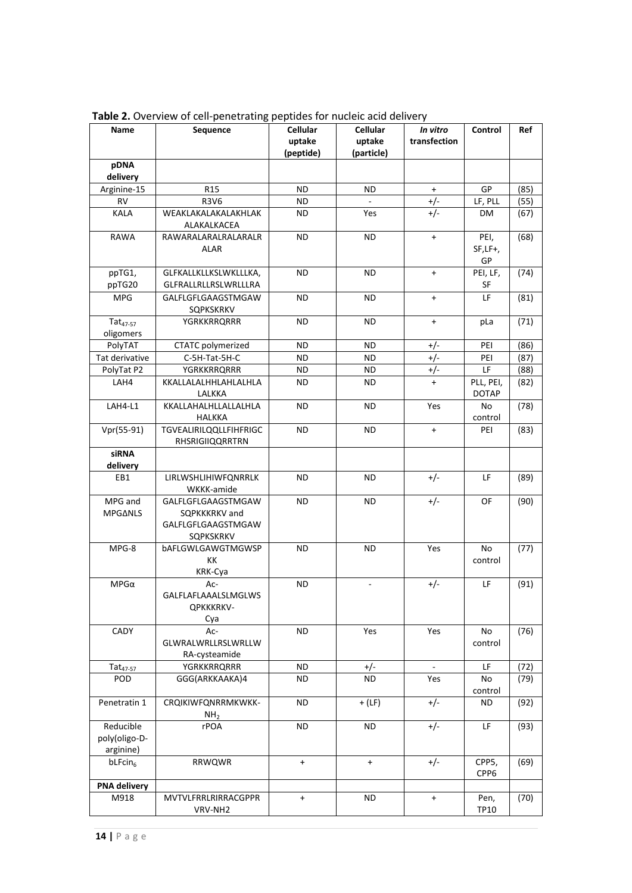**Table 2.** Overview of cell-penetrating peptides for nucleic acid delivery

| Name | Sequence | Cellular uptake (peptide) | Cellular uptake (particle) | *In vitro* transfection | Control | Ref |
|---|---|---|---|---|---|---|
| **pDNA delivery** | | | | | | |
| Arginine-15 | R15 | ND | ND | + | GP | (85) |
| RV | R3V6 | ND | - | +/- | LF, PLL | (55) |
| KALA | WEAKLAKALAKALAKHLAK ALAKALKACEA | ND | Yes | +/- | DM | (67) |
| RAWA | RAWARALARALRALARALR ALAR | ND | ND | + | PEI, SF,LF+, GP | (68) |
| ppTG1, ppTG20 | GLFKALLKLLKSLWKLLLKA, GLFRALLRLLRSLWRLLLRA | ND | ND | + | PEI, LF, SF | (74) |
| MPG | GALFLGFLGAAGSTMGAW SQPKSKRKV | ND | ND | + | LF | (81) |
| $Tat_{47-57}$ oligomers | YGRKKRRQRRR | ND | ND | + | pLa | (71) |
| PolyTAT | CTATC polymerized | ND | ND | +/- | PEI | (86) |
| Tat derivative | C-5H-Tat-5H-C | ND | ND | +/- | PEI | (87) |
| PolyTat P2 | YGRKKRRQRRR | ND | ND | +/- | LF | (88) |
| LAH4 | KKALLALALHHLAHLALHLA LALKKA | ND | ND | + | PLL, PEI, DOTAP | (82) |
| LAH4-L1 | KKALLAHALHLLALLALHLA HALKKA | ND | ND | Yes | No control | (78) |
| Vpr(55-91) | TGVEALIRILQQLLFIHFRIGC RHSRIGIIQQRRTRN | ND | ND | + | PEI | (83) |
| **siRNA delivery** | | | | | | |
| EB1 | LIRLWSHLIHIWFQNRRLK WKKK-amide | ND | ND | +/- | LF | (89) |
| MPG and MPGΔNLS | GALFLGFLGAAGSTMGAW SQPKKKRKV and GALFLGFLGAAGSTMGAW SQPKSKRKV | ND | ND | +/- | OF | (90) |
| MPG-8 | bAFLGWLGAWGTMGWSP KK KRK-Cya | ND | ND | Yes | No control | (77) |
| MPGα | Ac- GALFLAFLAAALSLMGLWS QPKKKRKV- Cya | ND | - | +/- | LF | (91) |
| CADY | Ac- GLWRALWRLLRSLWRLLW RA-cysteamide | ND | Yes | Yes | No control | (76) |
| $Tat_{47-57}$ | YGRKKRRQRRR | ND | +/- | - | LF | (72) |
| POD | GGG(ARKKAAKA)4 | ND | ND | Yes | No control | (79) |
| Penetratin 1 | CRQIKIWFQNRRMKWKK-$NH_2$ | ND | + (LF) | +/- | ND | (92) |
| Reducible poly(oligo-D-arginine) | rPOA | ND | ND | +/- | LF | (93) |
| $bLFcin_6$ | RRWQWR | + | + | +/- | CPP5, CPP6 | (69) |
| **PNA delivery** | | | | | | |
| M918 | MVTVLFRRLRIRRACGPPR VRV-NH2 | + | ND | + | Pen, TP10 | (70) |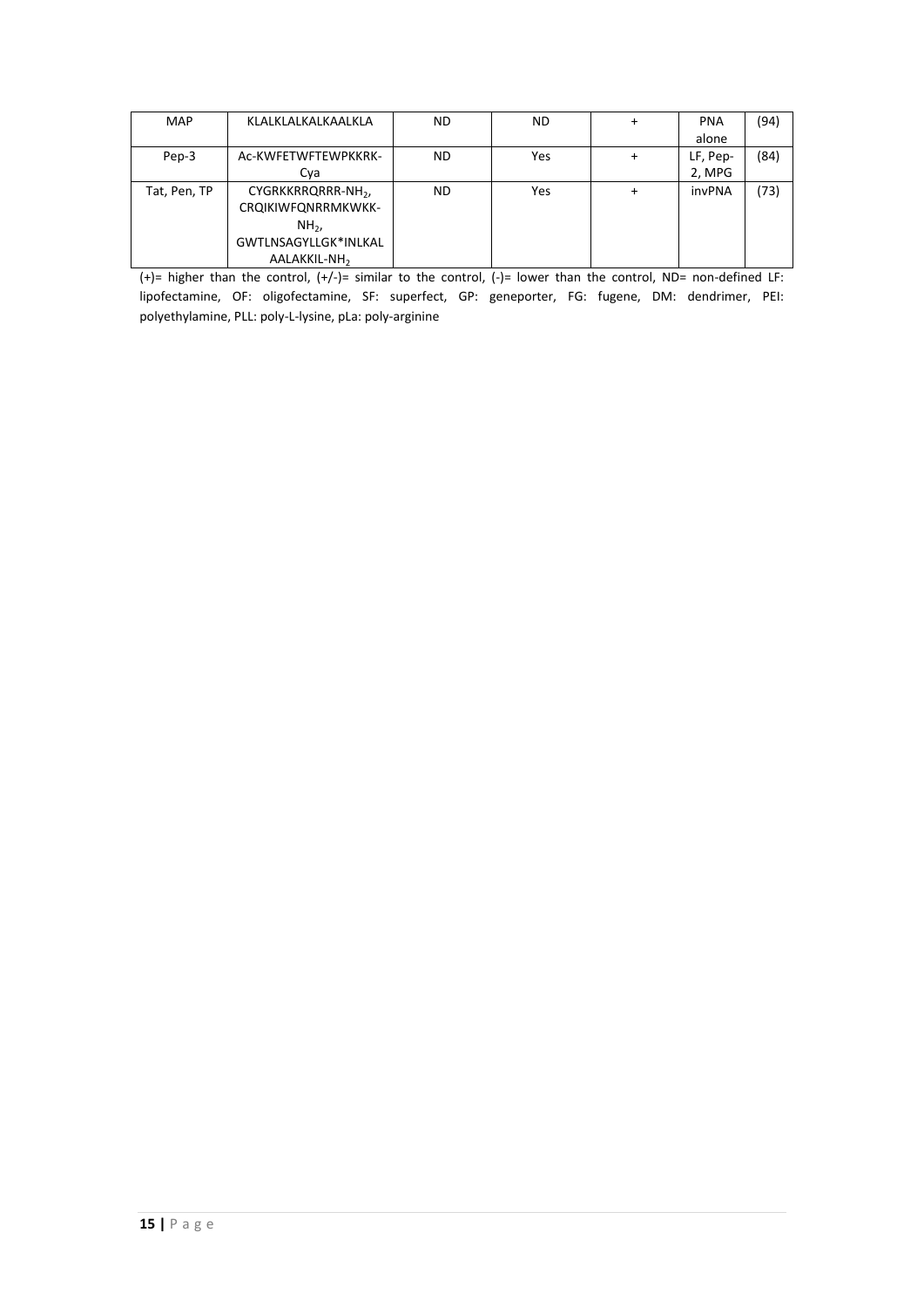| MAP | KLALKLALKALKAALKLA | ND | ND | + | PNA alone | (94) |
|---|---|---|---|---|---|---|
| Pep-3 | Ac-KWFETWFTEWPKKRK-Cya | ND | Yes | + | LF, Pep-2, MPG | (84) |
| Tat, Pen, TP | CYGRKKRRQRRR-$NH_2$, CRQIKIWFQNRRMKWKK-$NH_2$, GWTLNSAGYLLGK*INLKALAALAKKIL-$NH_2$ | ND | Yes | + | invPNA | (73) |

(+)= higher than the control, (+/-)= similar to the control, (-)= lower than the control, ND= non-defined LF: lipofectamine, OF: oligofectamine, SF: superfect, GP: geneporter, FG: fugene, DM: dendrimer, PEI: polyethylamine, PLL: poly-L-lysine, pLa: poly-arginine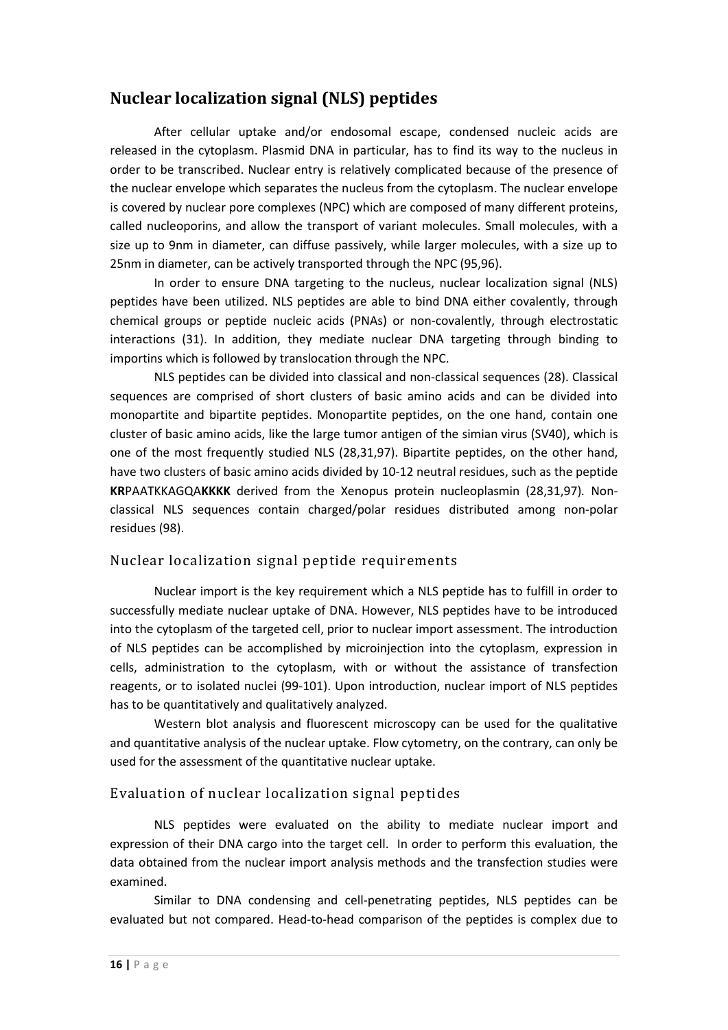## Nuclear localization signal (NLS) peptides

After cellular uptake and/or endosomal escape, condensed nucleic acids are released in the cytoplasm. Plasmid DNA in particular, has to find its way to the nucleus in order to be transcribed. Nuclear entry is relatively complicated because of the presence of the nuclear envelope which separates the nucleus from the cytoplasm. The nuclear envelope is covered by nuclear pore complexes (NPC) which are composed of many different proteins, called nucleoporins, and allow the transport of variant molecules. Small molecules, with a size up to 9nm in diameter, can diffuse passively, while larger molecules, with a size up to 25nm in diameter, can be actively transported through the NPC (95,96).

In order to ensure DNA targeting to the nucleus, nuclear localization signal (NLS) peptides have been utilized. NLS peptides are able to bind DNA either covalently, through chemical groups or peptide nucleic acids (PNAs) or non-covalently, through electrostatic interactions (31). In addition, they mediate nuclear DNA targeting through binding to importins which is followed by translocation through the NPC.

NLS peptides can be divided into classical and non-classical sequences (28). Classical sequences are comprised of short clusters of basic amino acids and can be divided into monopartite and bipartite peptides. Monopartite peptides, on the one hand, contain one cluster of basic amino acids, like the large tumor antigen of the simian virus (SV40), which is one of the most frequently studied NLS (28,31,97). Bipartite peptides, on the other hand, have two clusters of basic amino acids divided by 10-12 neutral residues, such as the peptide **KR**PAATKKAGQA**KKKK** derived from the Xenopus protein nucleoplasmin (28,31,97). Non-classical NLS sequences contain charged/polar residues distributed among non-polar residues (98).

### Nuclear localization signal peptide requirements

Nuclear import is the key requirement which a NLS peptide has to fulfill in order to successfully mediate nuclear uptake of DNA. However, NLS peptides have to be introduced into the cytoplasm of the targeted cell, prior to nuclear import assessment. The introduction of NLS peptides can be accomplished by microinjection into the cytoplasm, expression in cells, administration to the cytoplasm, with or without the assistance of transfection reagents, or to isolated nuclei (99-101). Upon introduction, nuclear import of NLS peptides has to be quantitatively and qualitatively analyzed.

Western blot analysis and fluorescent microscopy can be used for the qualitative and quantitative analysis of the nuclear uptake. Flow cytometry, on the contrary, can only be used for the assessment of the quantitative nuclear uptake.

### Evaluation of nuclear localization signal peptides

NLS peptides were evaluated on the ability to mediate nuclear import and expression of their DNA cargo into the target cell. In order to perform this evaluation, the data obtained from the nuclear import analysis methods and the transfection studies were examined.

Similar to DNA condensing and cell-penetrating peptides, NLS peptides can be evaluated but not compared. Head-to-head comparison of the peptides is complex due to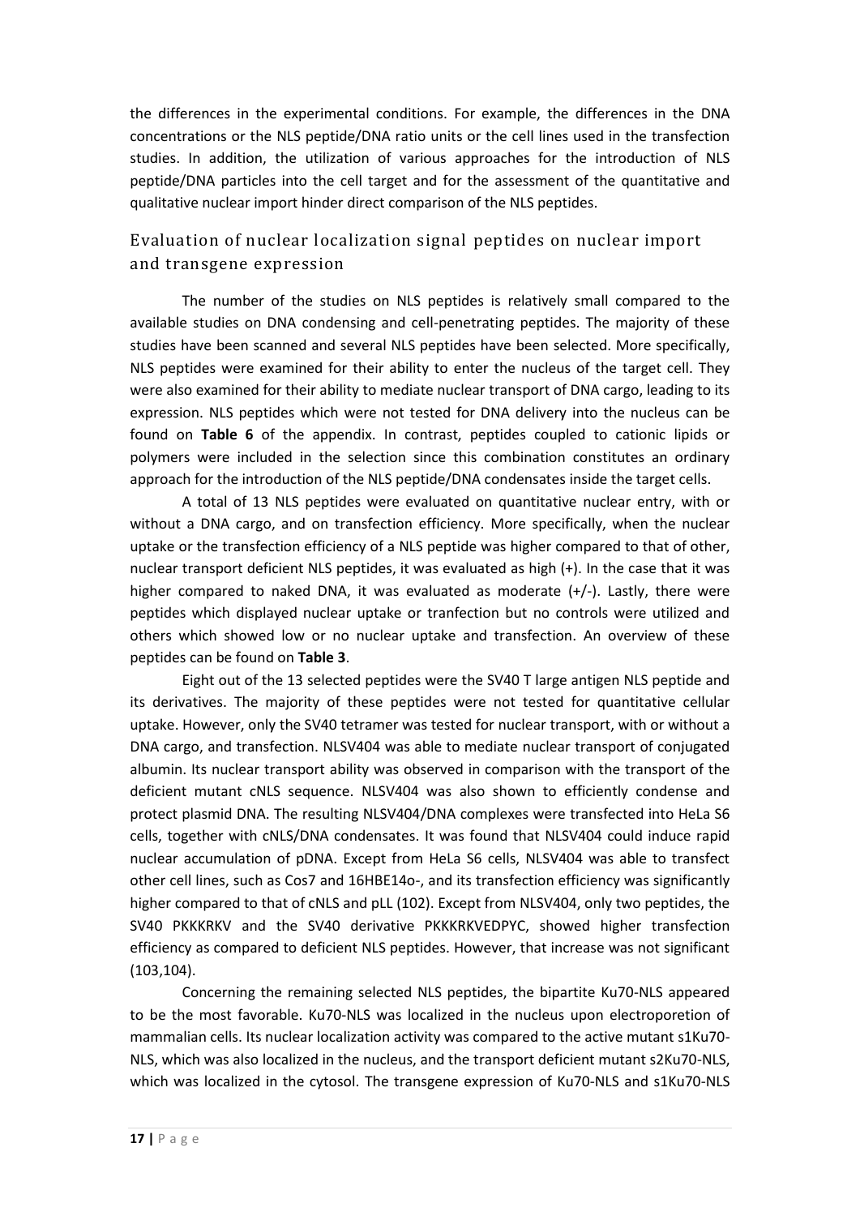the differences in the experimental conditions. For example, the differences in the DNA concentrations or the NLS peptide/DNA ratio units or the cell lines used in the transfection studies. In addition, the utilization of various approaches for the introduction of NLS peptide/DNA particles into the cell target and for the assessment of the quantitative and qualitative nuclear import hinder direct comparison of the NLS peptides.

## Evaluation of nuclear localization signal peptides on nuclear import and transgene expression

The number of the studies on NLS peptides is relatively small compared to the available studies on DNA condensing and cell-penetrating peptides. The majority of these studies have been scanned and several NLS peptides have been selected. More specifically, NLS peptides were examined for their ability to enter the nucleus of the target cell. They were also examined for their ability to mediate nuclear transport of DNA cargo, leading to its expression. NLS peptides which were not tested for DNA delivery into the nucleus can be found on **Table 6** of the appendix. In contrast, peptides coupled to cationic lipids or polymers were included in the selection since this combination constitutes an ordinary approach for the introduction of the NLS peptide/DNA condensates inside the target cells.

A total of 13 NLS peptides were evaluated on quantitative nuclear entry, with or without a DNA cargo, and on transfection efficiency. More specifically, when the nuclear uptake or the transfection efficiency of a NLS peptide was higher compared to that of other, nuclear transport deficient NLS peptides, it was evaluated as high (+). In the case that it was higher compared to naked DNA, it was evaluated as moderate (+/-). Lastly, there were peptides which displayed nuclear uptake or tranfection but no controls were utilized and others which showed low or no nuclear uptake and transfection. An overview of these peptides can be found on **Table 3**.

Eight out of the 13 selected peptides were the SV40 T large antigen NLS peptide and its derivatives. The majority of these peptides were not tested for quantitative cellular uptake. However, only the SV40 tetramer was tested for nuclear transport, with or without a DNA cargo, and transfection. NLSV404 was able to mediate nuclear transport of conjugated albumin. Its nuclear transport ability was observed in comparison with the transport of the deficient mutant cNLS sequence. NLSV404 was also shown to efficiently condense and protect plasmid DNA. The resulting NLSV404/DNA complexes were transfected into HeLa S6 cells, together with cNLS/DNA condensates. It was found that NLSV404 could induce rapid nuclear accumulation of pDNA. Except from HeLa S6 cells, NLSV404 was able to transfect other cell lines, such as Cos7 and 16HBE14o-, and its transfection efficiency was significantly higher compared to that of cNLS and pLL (102). Except from NLSV404, only two peptides, the SV40 PKKKRKV and the SV40 derivative PKKKRKVEDPYC, showed higher transfection efficiency as compared to deficient NLS peptides. However, that increase was not significant (103,104).

Concerning the remaining selected NLS peptides, the bipartite Ku70-NLS appeared to be the most favorable. Ku70-NLS was localized in the nucleus upon electroporetion of mammalian cells. Its nuclear localization activity was compared to the active mutant s1Ku70-NLS, which was also localized in the nucleus, and the transport deficient mutant s2Ku70-NLS, which was localized in the cytosol. The transgene expression of Ku70-NLS and s1Ku70-NLS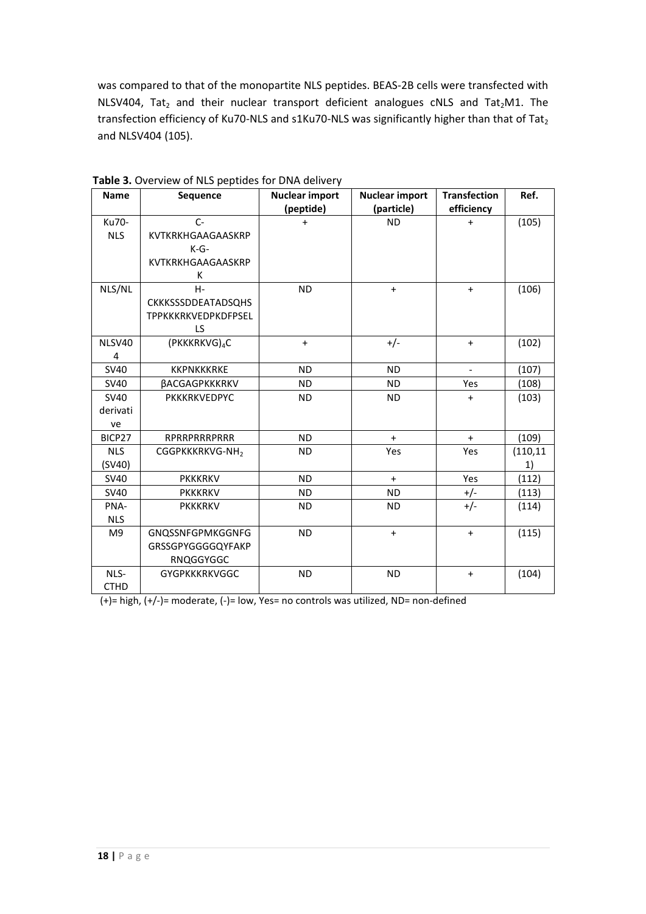was compared to that of the monopartite NLS peptides. BEAS-2B cells were transfected with NLSV404, $Tat_2$ and their nuclear transport deficient analogues cNLS and $Tat_2M1$. The transfection efficiency of Ku70-NLS and s1Ku70-NLS was significantly higher than that of $Tat_2$ and NLSV404 (105).

**Table 3.** Overview of NLS peptides for DNA delivery

| Name | Sequence | Nuclear import (peptide) | Nuclear import (particle) | Transfection efficiency | Ref. |
|---|---|---|---|---|---|
| Ku70-NLS | C-KVTKRKHGAAGAASKRPK-G-KVTKRKHGAAGAASKRPK | + | ND | + | (105) |
| NLS/NL | H-CKKKSSSDDEATADSQHSTPPKKKRKVEDPKDFPSELS | ND | + | + | (106) |
| NLSV404 | $(PKKKRKVG)_4C$ | + | +/- | + | (102) |
| SV40 | KKPNKKKRKE | ND | ND | - | (107) |
| SV40 | βACGAGPKKKRKV | ND | ND | Yes | (108) |
| SV40 derivative | PKKKRKVEDPYC | ND | ND | + | (103) |
| BICP27 | RPRRPRRRPRRR | ND | + | + | (109) |
| NLS (SV40) | $CGGPKKKRKVG\text{-}NH_2$ | ND | Yes | Yes | (110,111) |
| SV40 | PKKKRKV | ND | + | Yes | (112) |
| SV40 | PKKKRKV | ND | ND | +/- | (113) |
| PNA-NLS | PKKKRKV | ND | ND | +/- | (114) |
| M9 | GNQSSNFGPMKGGNFGGRSSGPYGGGGQYFAKPRNQGGYGGC | ND | + | + | (115) |
| NLS-CTHD | GYGPKKKRKVGGC | ND | ND | + | (104) |

(+)= high, (+/-)= moderate, (-)= low, Yes= no controls was utilized, ND= non-defined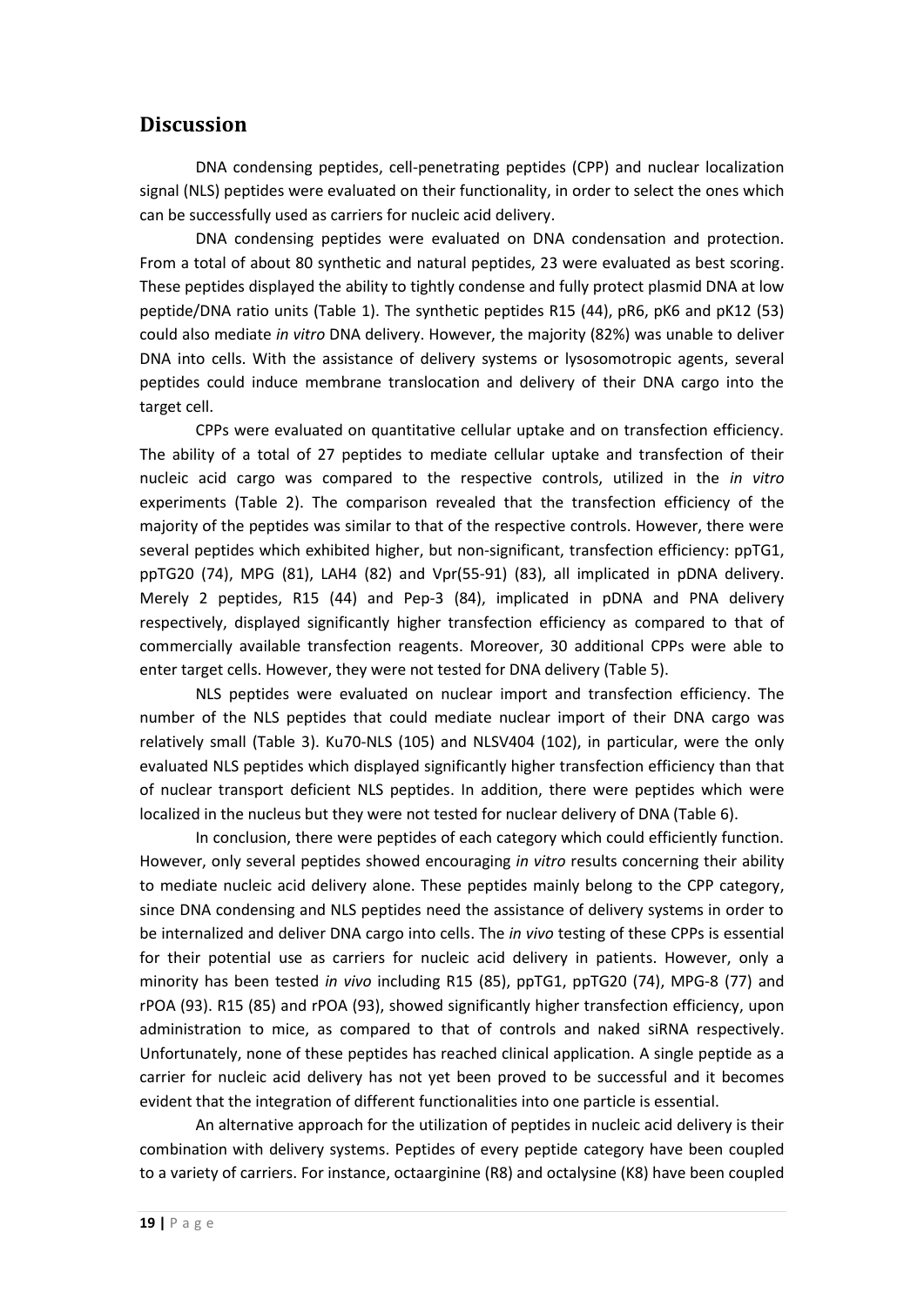## Discussion

DNA condensing peptides, cell-penetrating peptides (CPP) and nuclear localization signal (NLS) peptides were evaluated on their functionality, in order to select the ones which can be successfully used as carriers for nucleic acid delivery.

DNA condensing peptides were evaluated on DNA condensation and protection. From a total of about 80 synthetic and natural peptides, 23 were evaluated as best scoring. These peptides displayed the ability to tightly condense and fully protect plasmid DNA at low peptide/DNA ratio units (Table 1). The synthetic peptides R15 (44), pR6, pK6 and pK12 (53) could also mediate *in vitro* DNA delivery. However, the majority (82%) was unable to deliver DNA into cells. With the assistance of delivery systems or lysosomotropic agents, several peptides could induce membrane translocation and delivery of their DNA cargo into the target cell.

CPPs were evaluated on quantitative cellular uptake and on transfection efficiency. The ability of a total of 27 peptides to mediate cellular uptake and transfection of their nucleic acid cargo was compared to the respective controls, utilized in the *in vitro* experiments (Table 2). The comparison revealed that the transfection efficiency of the majority of the peptides was similar to that of the respective controls. However, there were several peptides which exhibited higher, but non-significant, transfection efficiency: ppTG1, ppTG20 (74), MPG (81), LAH4 (82) and Vpr(55-91) (83), all implicated in pDNA delivery. Merely 2 peptides, R15 (44) and Pep-3 (84), implicated in pDNA and PNA delivery respectively, displayed significantly higher transfection efficiency as compared to that of commercially available transfection reagents. Moreover, 30 additional CPPs were able to enter target cells. However, they were not tested for DNA delivery (Table 5).

NLS peptides were evaluated on nuclear import and transfection efficiency. The number of the NLS peptides that could mediate nuclear import of their DNA cargo was relatively small (Table 3). Ku70-NLS (105) and NLSV404 (102), in particular, were the only evaluated NLS peptides which displayed significantly higher transfection efficiency than that of nuclear transport deficient NLS peptides. In addition, there were peptides which were localized in the nucleus but they were not tested for nuclear delivery of DNA (Table 6).

In conclusion, there were peptides of each category which could efficiently function. However, only several peptides showed encouraging *in vitro* results concerning their ability to mediate nucleic acid delivery alone. These peptides mainly belong to the CPP category, since DNA condensing and NLS peptides need the assistance of delivery systems in order to be internalized and deliver DNA cargo into cells. The *in vivo* testing of these CPPs is essential for their potential use as carriers for nucleic acid delivery in patients. However, only a minority has been tested *in vivo* including R15 (85), ppTG1, ppTG20 (74), MPG-8 (77) and rPOA (93). R15 (85) and rPOA (93), showed significantly higher transfection efficiency, upon administration to mice, as compared to that of controls and naked siRNA respectively. Unfortunately, none of these peptides has reached clinical application. A single peptide as a carrier for nucleic acid delivery has not yet been proved to be successful and it becomes evident that the integration of different functionalities into one particle is essential.

An alternative approach for the utilization of peptides in nucleic acid delivery is their combination with delivery systems. Peptides of every peptide category have been coupled to a variety of carriers. For instance, octaarginine (R8) and octalysine (K8) have been coupled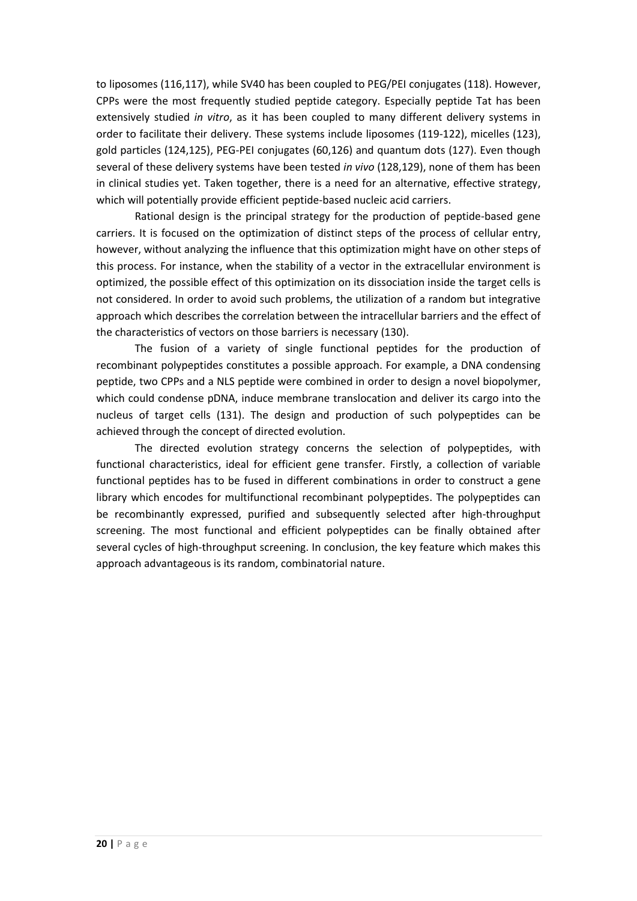to liposomes (116,117), while SV40 has been coupled to PEG/PEI conjugates (118). However, CPPs were the most frequently studied peptide category. Especially peptide Tat has been extensively studied *in vitro*, as it has been coupled to many different delivery systems in order to facilitate their delivery. These systems include liposomes (119-122), micelles (123), gold particles (124,125), PEG-PEI conjugates (60,126) and quantum dots (127). Even though several of these delivery systems have been tested *in vivo* (128,129), none of them has been in clinical studies yet. Taken together, there is a need for an alternative, effective strategy, which will potentially provide efficient peptide-based nucleic acid carriers.

Rational design is the principal strategy for the production of peptide-based gene carriers. It is focused on the optimization of distinct steps of the process of cellular entry, however, without analyzing the influence that this optimization might have on other steps of this process. For instance, when the stability of a vector in the extracellular environment is optimized, the possible effect of this optimization on its dissociation inside the target cells is not considered. In order to avoid such problems, the utilization of a random but integrative approach which describes the correlation between the intracellular barriers and the effect of the characteristics of vectors on those barriers is necessary (130).

The fusion of a variety of single functional peptides for the production of recombinant polypeptides constitutes a possible approach. For example, a DNA condensing peptide, two CPPs and a NLS peptide were combined in order to design a novel biopolymer, which could condense pDNA, induce membrane translocation and deliver its cargo into the nucleus of target cells (131). The design and production of such polypeptides can be achieved through the concept of directed evolution.

The directed evolution strategy concerns the selection of polypeptides, with functional characteristics, ideal for efficient gene transfer. Firstly, a collection of variable functional peptides has to be fused in different combinations in order to construct a gene library which encodes for multifunctional recombinant polypeptides. The polypeptides can be recombinantly expressed, purified and subsequently selected after high-throughput screening. The most functional and efficient polypeptides can be finally obtained after several cycles of high-throughput screening. In conclusion, the key feature which makes this approach advantageous is its random, combinatorial nature.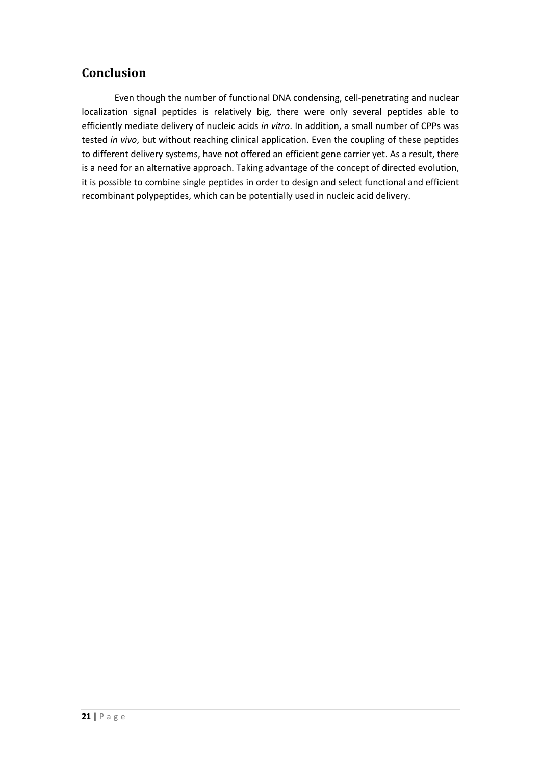## Conclusion

Even though the number of functional DNA condensing, cell-penetrating and nuclear localization signal peptides is relatively big, there were only several peptides able to efficiently mediate delivery of nucleic acids *in vitro*. In addition, a small number of CPPs was tested *in vivo*, but without reaching clinical application. Even the coupling of these peptides to different delivery systems, have not offered an efficient gene carrier yet. As a result, there is a need for an alternative approach. Taking advantage of the concept of directed evolution, it is possible to combine single peptides in order to design and select functional and efficient recombinant polypeptides, which can be potentially used in nucleic acid delivery.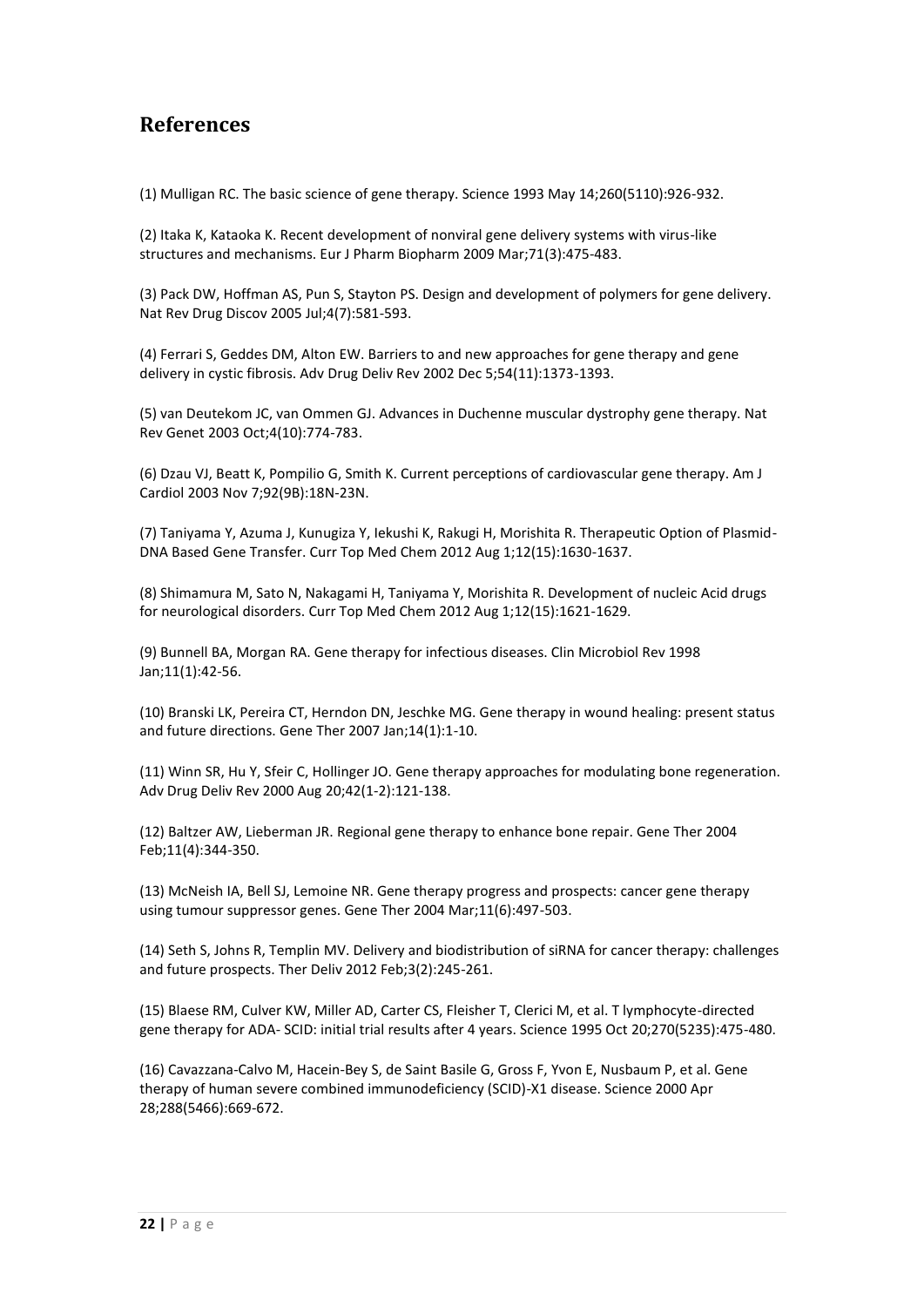## References

(1) Mulligan RC. The basic science of gene therapy. Science 1993 May 14;260(5110):926-932.

(2) Itaka K, Kataoka K. Recent development of nonviral gene delivery systems with virus-like structures and mechanisms. Eur J Pharm Biopharm 2009 Mar;71(3):475-483.

(3) Pack DW, Hoffman AS, Pun S, Stayton PS. Design and development of polymers for gene delivery. Nat Rev Drug Discov 2005 Jul;4(7):581-593.

(4) Ferrari S, Geddes DM, Alton EW. Barriers to and new approaches for gene therapy and gene delivery in cystic fibrosis. Adv Drug Deliv Rev 2002 Dec 5;54(11):1373-1393.

(5) van Deutekom JC, van Ommen GJ. Advances in Duchenne muscular dystrophy gene therapy. Nat Rev Genet 2003 Oct;4(10):774-783.

(6) Dzau VJ, Beatt K, Pompilio G, Smith K. Current perceptions of cardiovascular gene therapy. Am J Cardiol 2003 Nov 7;92(9B):18N-23N.

(7) Taniyama Y, Azuma J, Kunugiza Y, Iekushi K, Rakugi H, Morishita R. Therapeutic Option of Plasmid-DNA Based Gene Transfer. Curr Top Med Chem 2012 Aug 1;12(15):1630-1637.

(8) Shimamura M, Sato N, Nakagami H, Taniyama Y, Morishita R. Development of nucleic Acid drugs for neurological disorders. Curr Top Med Chem 2012 Aug 1;12(15):1621-1629.

(9) Bunnell BA, Morgan RA. Gene therapy for infectious diseases. Clin Microbiol Rev 1998 Jan;11(1):42-56.

(10) Branski LK, Pereira CT, Herndon DN, Jeschke MG. Gene therapy in wound healing: present status and future directions. Gene Ther 2007 Jan;14(1):1-10.

(11) Winn SR, Hu Y, Sfeir C, Hollinger JO. Gene therapy approaches for modulating bone regeneration. Adv Drug Deliv Rev 2000 Aug 20;42(1-2):121-138.

(12) Baltzer AW, Lieberman JR. Regional gene therapy to enhance bone repair. Gene Ther 2004 Feb;11(4):344-350.

(13) McNeish IA, Bell SJ, Lemoine NR. Gene therapy progress and prospects: cancer gene therapy using tumour suppressor genes. Gene Ther 2004 Mar;11(6):497-503.

(14) Seth S, Johns R, Templin MV. Delivery and biodistribution of siRNA for cancer therapy: challenges and future prospects. Ther Deliv 2012 Feb;3(2):245-261.

(15) Blaese RM, Culver KW, Miller AD, Carter CS, Fleisher T, Clerici M, et al. T lymphocyte-directed gene therapy for ADA- SCID: initial trial results after 4 years. Science 1995 Oct 20;270(5235):475-480.

(16) Cavazzana-Calvo M, Hacein-Bey S, de Saint Basile G, Gross F, Yvon E, Nusbaum P, et al. Gene therapy of human severe combined immunodeficiency (SCID)-X1 disease. Science 2000 Apr 28;288(5466):669-672.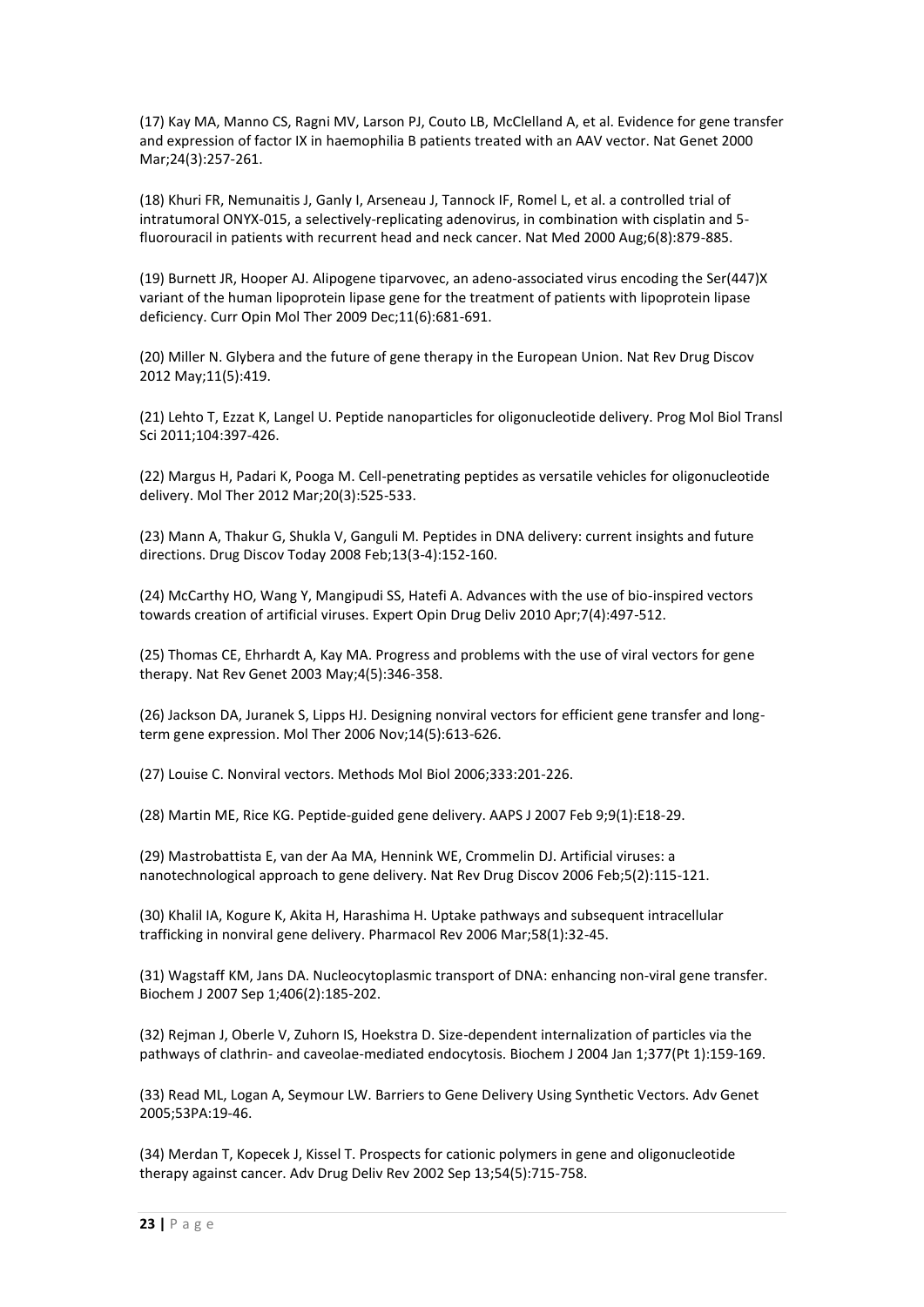(17) Kay MA, Manno CS, Ragni MV, Larson PJ, Couto LB, McClelland A, et al. Evidence for gene transfer and expression of factor IX in haemophilia B patients treated with an AAV vector. Nat Genet 2000 Mar;24(3):257-261.

(18) Khuri FR, Nemunaitis J, Ganly I, Arseneau J, Tannock IF, Romel L, et al. a controlled trial of intratumoral ONYX-015, a selectively-replicating adenovirus, in combination with cisplatin and 5-fluorouracil in patients with recurrent head and neck cancer. Nat Med 2000 Aug;6(8):879-885.

(19) Burnett JR, Hooper AJ. Alipogene tiparvovec, an adeno-associated virus encoding the Ser(447)X variant of the human lipoprotein lipase gene for the treatment of patients with lipoprotein lipase deficiency. Curr Opin Mol Ther 2009 Dec;11(6):681-691.

(20) Miller N. Glybera and the future of gene therapy in the European Union. Nat Rev Drug Discov 2012 May;11(5):419.

(21) Lehto T, Ezzat K, Langel U. Peptide nanoparticles for oligonucleotide delivery. Prog Mol Biol Transl Sci 2011;104:397-426.

(22) Margus H, Padari K, Pooga M. Cell-penetrating peptides as versatile vehicles for oligonucleotide delivery. Mol Ther 2012 Mar;20(3):525-533.

(23) Mann A, Thakur G, Shukla V, Ganguli M. Peptides in DNA delivery: current insights and future directions. Drug Discov Today 2008 Feb;13(3-4):152-160.

(24) McCarthy HO, Wang Y, Mangipudi SS, Hatefi A. Advances with the use of bio-inspired vectors towards creation of artificial viruses. Expert Opin Drug Deliv 2010 Apr;7(4):497-512.

(25) Thomas CE, Ehrhardt A, Kay MA. Progress and problems with the use of viral vectors for gene therapy. Nat Rev Genet 2003 May;4(5):346-358.

(26) Jackson DA, Juranek S, Lipps HJ. Designing nonviral vectors for efficient gene transfer and long-term gene expression. Mol Ther 2006 Nov;14(5):613-626.

(27) Louise C. Nonviral vectors. Methods Mol Biol 2006;333:201-226.

(28) Martin ME, Rice KG. Peptide-guided gene delivery. AAPS J 2007 Feb 9;9(1):E18-29.

(29) Mastrobattista E, van der Aa MA, Hennink WE, Crommelin DJ. Artificial viruses: a nanotechnological approach to gene delivery. Nat Rev Drug Discov 2006 Feb;5(2):115-121.

(30) Khalil IA, Kogure K, Akita H, Harashima H. Uptake pathways and subsequent intracellular trafficking in nonviral gene delivery. Pharmacol Rev 2006 Mar;58(1):32-45.

(31) Wagstaff KM, Jans DA. Nucleocytoplasmic transport of DNA: enhancing non-viral gene transfer. Biochem J 2007 Sep 1;406(2):185-202.

(32) Rejman J, Oberle V, Zuhorn IS, Hoekstra D. Size-dependent internalization of particles via the pathways of clathrin- and caveolae-mediated endocytosis. Biochem J 2004 Jan 1;377(Pt 1):159-169.

(33) Read ML, Logan A, Seymour LW. Barriers to Gene Delivery Using Synthetic Vectors. Adv Genet 2005;53PA:19-46.

(34) Merdan T, Kopecek J, Kissel T. Prospects for cationic polymers in gene and oligonucleotide therapy against cancer. Adv Drug Deliv Rev 2002 Sep 13;54(5):715-758.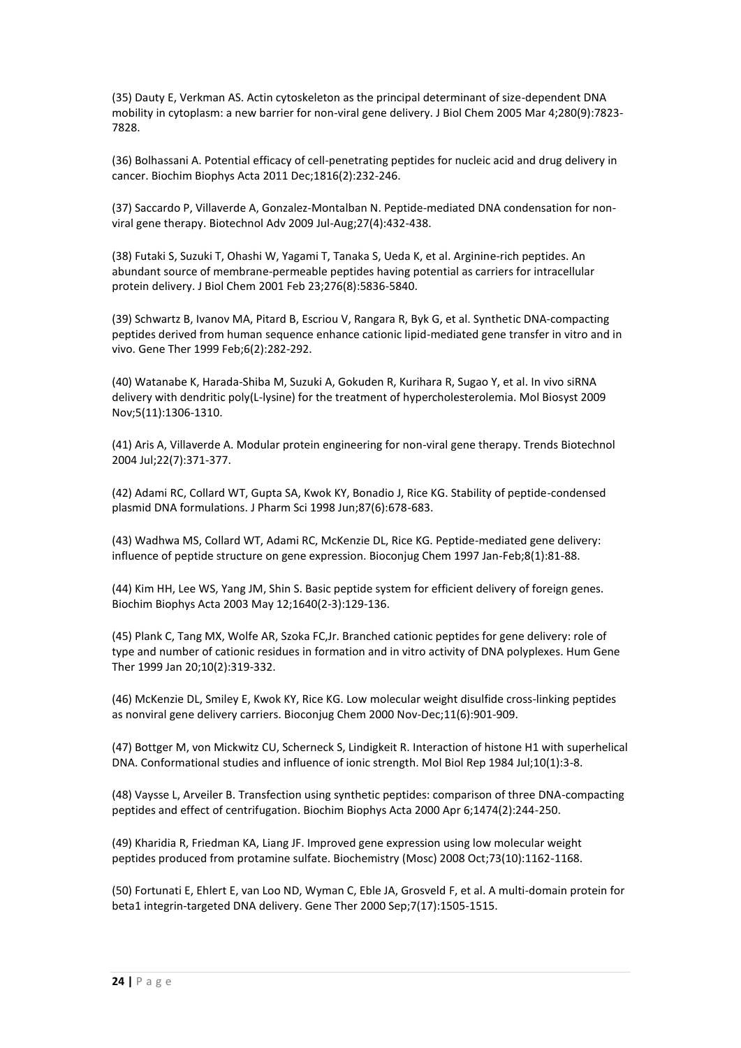(35) Dauty E, Verkman AS. Actin cytoskeleton as the principal determinant of size-dependent DNA mobility in cytoplasm: a new barrier for non-viral gene delivery. J Biol Chem 2005 Mar 4;280(9):7823-7828.

(36) Bolhassani A. Potential efficacy of cell-penetrating peptides for nucleic acid and drug delivery in cancer. Biochim Biophys Acta 2011 Dec;1816(2):232-246.

(37) Saccardo P, Villaverde A, Gonzalez-Montalban N. Peptide-mediated DNA condensation for non-viral gene therapy. Biotechnol Adv 2009 Jul-Aug;27(4):432-438.

(38) Futaki S, Suzuki T, Ohashi W, Yagami T, Tanaka S, Ueda K, et al. Arginine-rich peptides. An abundant source of membrane-permeable peptides having potential as carriers for intracellular protein delivery. J Biol Chem 2001 Feb 23;276(8):5836-5840.

(39) Schwartz B, Ivanov MA, Pitard B, Escriou V, Rangara R, Byk G, et al. Synthetic DNA-compacting peptides derived from human sequence enhance cationic lipid-mediated gene transfer in vitro and in vivo. Gene Ther 1999 Feb;6(2):282-292.

(40) Watanabe K, Harada-Shiba M, Suzuki A, Gokuden R, Kurihara R, Sugao Y, et al. In vivo siRNA delivery with dendritic poly(L-lysine) for the treatment of hypercholesterolemia. Mol Biosyst 2009 Nov;5(11):1306-1310.

(41) Aris A, Villaverde A. Modular protein engineering for non-viral gene therapy. Trends Biotechnol 2004 Jul;22(7):371-377.

(42) Adami RC, Collard WT, Gupta SA, Kwok KY, Bonadio J, Rice KG. Stability of peptide-condensed plasmid DNA formulations. J Pharm Sci 1998 Jun;87(6):678-683.

(43) Wadhwa MS, Collard WT, Adami RC, McKenzie DL, Rice KG. Peptide-mediated gene delivery: influence of peptide structure on gene expression. Bioconjug Chem 1997 Jan-Feb;8(1):81-88.

(44) Kim HH, Lee WS, Yang JM, Shin S. Basic peptide system for efficient delivery of foreign genes. Biochim Biophys Acta 2003 May 12;1640(2-3):129-136.

(45) Plank C, Tang MX, Wolfe AR, Szoka FC,Jr. Branched cationic peptides for gene delivery: role of type and number of cationic residues in formation and in vitro activity of DNA polyplexes. Hum Gene Ther 1999 Jan 20;10(2):319-332.

(46) McKenzie DL, Smiley E, Kwok KY, Rice KG. Low molecular weight disulfide cross-linking peptides as nonviral gene delivery carriers. Bioconjug Chem 2000 Nov-Dec;11(6):901-909.

(47) Bottger M, von Mickwitz CU, Scherneck S, Lindigkeit R. Interaction of histone H1 with superhelical DNA. Conformational studies and influence of ionic strength. Mol Biol Rep 1984 Jul;10(1):3-8.

(48) Vaysse L, Arveiler B. Transfection using synthetic peptides: comparison of three DNA-compacting peptides and effect of centrifugation. Biochim Biophys Acta 2000 Apr 6;1474(2):244-250.

(49) Kharidia R, Friedman KA, Liang JF. Improved gene expression using low molecular weight peptides produced from protamine sulfate. Biochemistry (Mosc) 2008 Oct;73(10):1162-1168.

(50) Fortunati E, Ehlert E, van Loo ND, Wyman C, Eble JA, Grosveld F, et al. A multi-domain protein for beta1 integrin-targeted DNA delivery. Gene Ther 2000 Sep;7(17):1505-1515.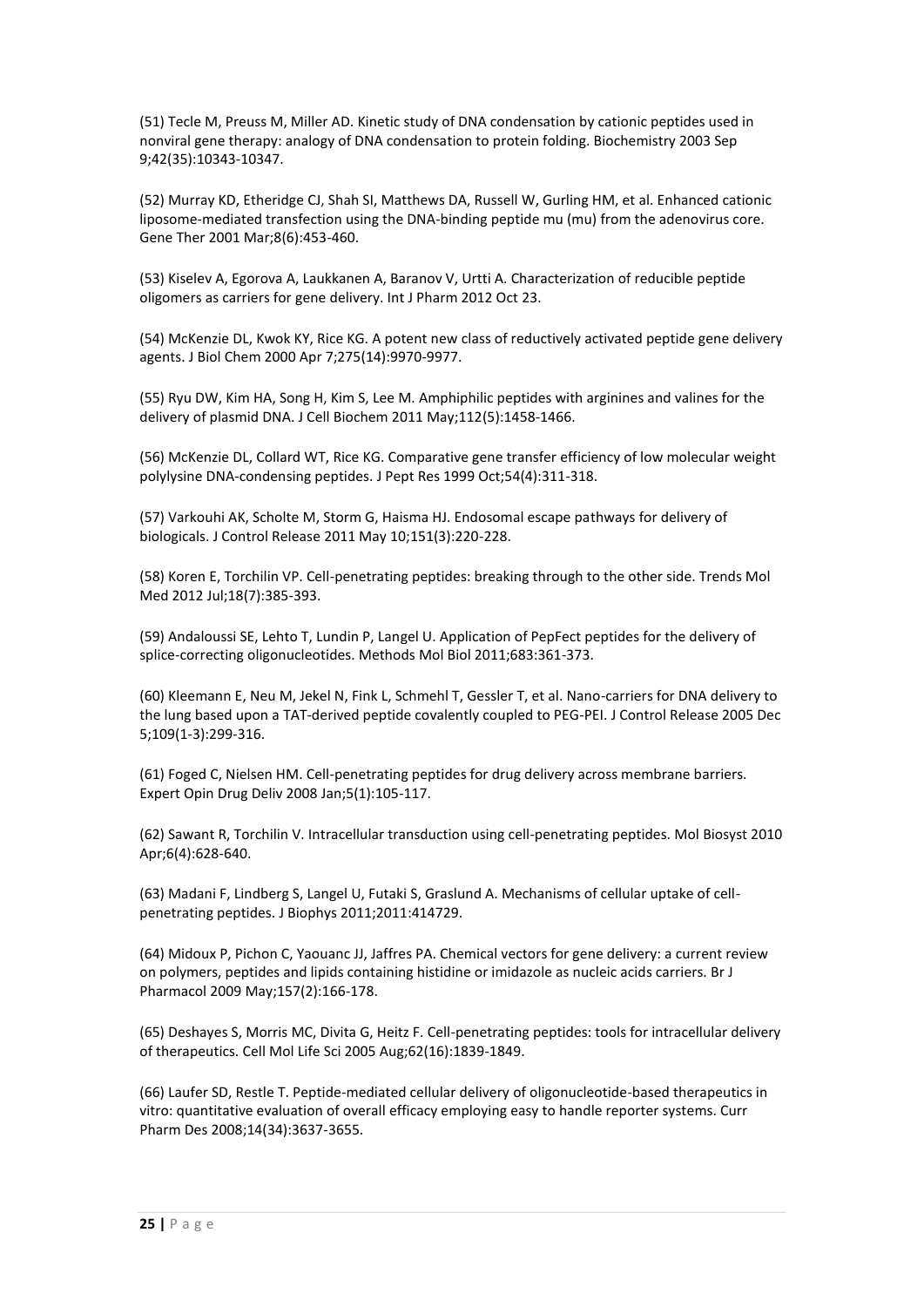(51) Tecle M, Preuss M, Miller AD. Kinetic study of DNA condensation by cationic peptides used in nonviral gene therapy: analogy of DNA condensation to protein folding. Biochemistry 2003 Sep 9;42(35):10343-10347.

(52) Murray KD, Etheridge CJ, Shah SI, Matthews DA, Russell W, Gurling HM, et al. Enhanced cationic liposome-mediated transfection using the DNA-binding peptide mu (mu) from the adenovirus core. Gene Ther 2001 Mar;8(6):453-460.

(53) Kiselev A, Egorova A, Laukkanen A, Baranov V, Urtti A. Characterization of reducible peptide oligomers as carriers for gene delivery. Int J Pharm 2012 Oct 23.

(54) McKenzie DL, Kwok KY, Rice KG. A potent new class of reductively activated peptide gene delivery agents. J Biol Chem 2000 Apr 7;275(14):9970-9977.

(55) Ryu DW, Kim HA, Song H, Kim S, Lee M. Amphiphilic peptides with arginines and valines for the delivery of plasmid DNA. J Cell Biochem 2011 May;112(5):1458-1466.

(56) McKenzie DL, Collard WT, Rice KG. Comparative gene transfer efficiency of low molecular weight polylysine DNA-condensing peptides. J Pept Res 1999 Oct;54(4):311-318.

(57) Varkouhi AK, Scholte M, Storm G, Haisma HJ. Endosomal escape pathways for delivery of biologicals. J Control Release 2011 May 10;151(3):220-228.

(58) Koren E, Torchilin VP. Cell-penetrating peptides: breaking through to the other side. Trends Mol Med 2012 Jul;18(7):385-393.

(59) Andaloussi SE, Lehto T, Lundin P, Langel U. Application of PepFect peptides for the delivery of splice-correcting oligonucleotides. Methods Mol Biol 2011;683:361-373.

(60) Kleemann E, Neu M, Jekel N, Fink L, Schmehl T, Gessler T, et al. Nano-carriers for DNA delivery to the lung based upon a TAT-derived peptide covalently coupled to PEG-PEI. J Control Release 2005 Dec 5;109(1-3):299-316.

(61) Foged C, Nielsen HM. Cell-penetrating peptides for drug delivery across membrane barriers. Expert Opin Drug Deliv 2008 Jan;5(1):105-117.

(62) Sawant R, Torchilin V. Intracellular transduction using cell-penetrating peptides. Mol Biosyst 2010 Apr;6(4):628-640.

(63) Madani F, Lindberg S, Langel U, Futaki S, Graslund A. Mechanisms of cellular uptake of cell-penetrating peptides. J Biophys 2011;2011:414729.

(64) Midoux P, Pichon C, Yaouanc JJ, Jaffres PA. Chemical vectors for gene delivery: a current review on polymers, peptides and lipids containing histidine or imidazole as nucleic acids carriers. Br J Pharmacol 2009 May;157(2):166-178.

(65) Deshayes S, Morris MC, Divita G, Heitz F. Cell-penetrating peptides: tools for intracellular delivery of therapeutics. Cell Mol Life Sci 2005 Aug;62(16):1839-1849.

(66) Laufer SD, Restle T. Peptide-mediated cellular delivery of oligonucleotide-based therapeutics in vitro: quantitative evaluation of overall efficacy employing easy to handle reporter systems. Curr Pharm Des 2008;14(34):3637-3655.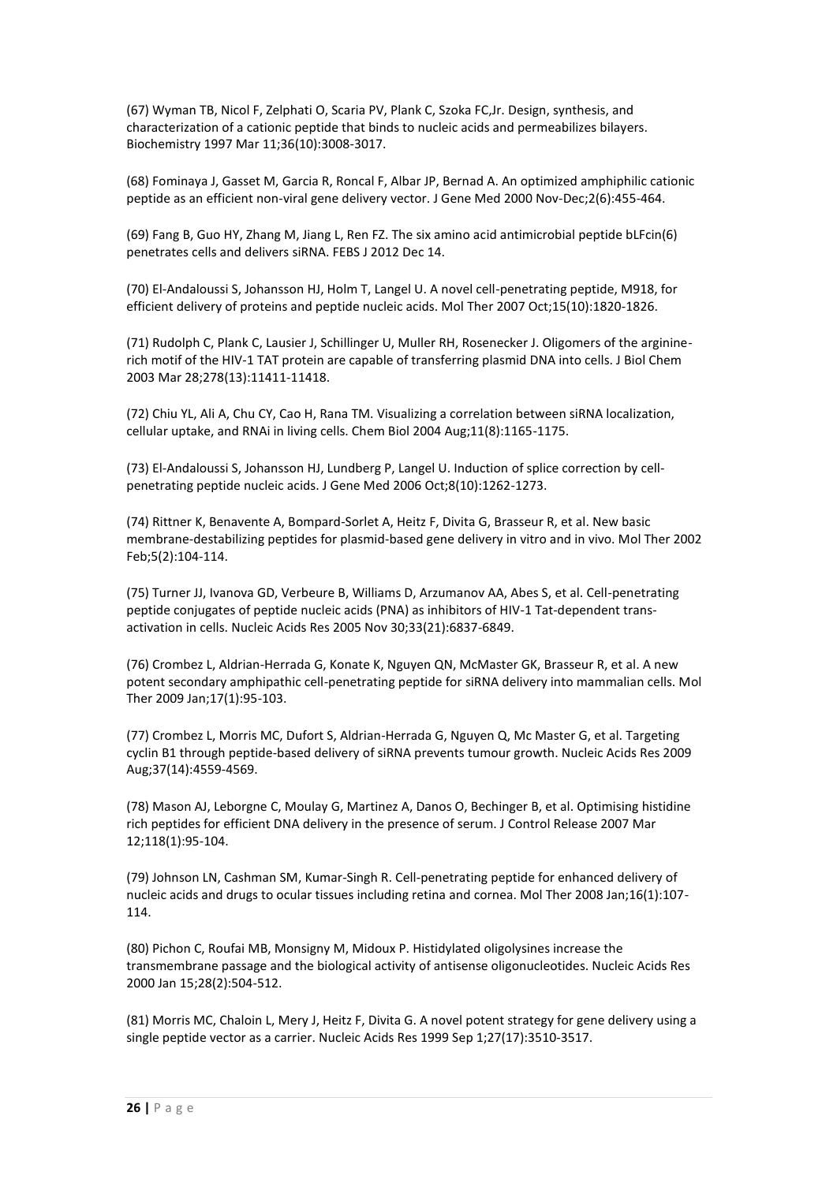(67) Wyman TB, Nicol F, Zelphati O, Scaria PV, Plank C, Szoka FC,Jr. Design, synthesis, and characterization of a cationic peptide that binds to nucleic acids and permeabilizes bilayers. Biochemistry 1997 Mar 11;36(10):3008-3017.

(68) Fominaya J, Gasset M, Garcia R, Roncal F, Albar JP, Bernad A. An optimized amphiphilic cationic peptide as an efficient non-viral gene delivery vector. J Gene Med 2000 Nov-Dec;2(6):455-464.

(69) Fang B, Guo HY, Zhang M, Jiang L, Ren FZ. The six amino acid antimicrobial peptide bLFcin(6) penetrates cells and delivers siRNA. FEBS J 2012 Dec 14.

(70) El-Andaloussi S, Johansson HJ, Holm T, Langel U. A novel cell-penetrating peptide, M918, for efficient delivery of proteins and peptide nucleic acids. Mol Ther 2007 Oct;15(10):1820-1826.

(71) Rudolph C, Plank C, Lausier J, Schillinger U, Muller RH, Rosenecker J. Oligomers of the arginine-rich motif of the HIV-1 TAT protein are capable of transferring plasmid DNA into cells. J Biol Chem 2003 Mar 28;278(13):11411-11418.

(72) Chiu YL, Ali A, Chu CY, Cao H, Rana TM. Visualizing a correlation between siRNA localization, cellular uptake, and RNAi in living cells. Chem Biol 2004 Aug;11(8):1165-1175.

(73) El-Andaloussi S, Johansson HJ, Lundberg P, Langel U. Induction of splice correction by cell-penetrating peptide nucleic acids. J Gene Med 2006 Oct;8(10):1262-1273.

(74) Rittner K, Benavente A, Bompard-Sorlet A, Heitz F, Divita G, Brasseur R, et al. New basic membrane-destabilizing peptides for plasmid-based gene delivery in vitro and in vivo. Mol Ther 2002 Feb;5(2):104-114.

(75) Turner JJ, Ivanova GD, Verbeure B, Williams D, Arzumanov AA, Abes S, et al. Cell-penetrating peptide conjugates of peptide nucleic acids (PNA) as inhibitors of HIV-1 Tat-dependent trans-activation in cells. Nucleic Acids Res 2005 Nov 30;33(21):6837-6849.

(76) Crombez L, Aldrian-Herrada G, Konate K, Nguyen QN, McMaster GK, Brasseur R, et al. A new potent secondary amphipathic cell-penetrating peptide for siRNA delivery into mammalian cells. Mol Ther 2009 Jan;17(1):95-103.

(77) Crombez L, Morris MC, Dufort S, Aldrian-Herrada G, Nguyen Q, Mc Master G, et al. Targeting cyclin B1 through peptide-based delivery of siRNA prevents tumour growth. Nucleic Acids Res 2009 Aug;37(14):4559-4569.

(78) Mason AJ, Leborgne C, Moulay G, Martinez A, Danos O, Bechinger B, et al. Optimising histidine rich peptides for efficient DNA delivery in the presence of serum. J Control Release 2007 Mar 12;118(1):95-104.

(79) Johnson LN, Cashman SM, Kumar-Singh R. Cell-penetrating peptide for enhanced delivery of nucleic acids and drugs to ocular tissues including retina and cornea. Mol Ther 2008 Jan;16(1):107-114.

(80) Pichon C, Roufai MB, Monsigny M, Midoux P. Histidylated oligolysines increase the transmembrane passage and the biological activity of antisense oligonucleotides. Nucleic Acids Res 2000 Jan 15;28(2):504-512.

(81) Morris MC, Chaloin L, Mery J, Heitz F, Divita G. A novel potent strategy for gene delivery using a single peptide vector as a carrier. Nucleic Acids Res 1999 Sep 1;27(17):3510-3517.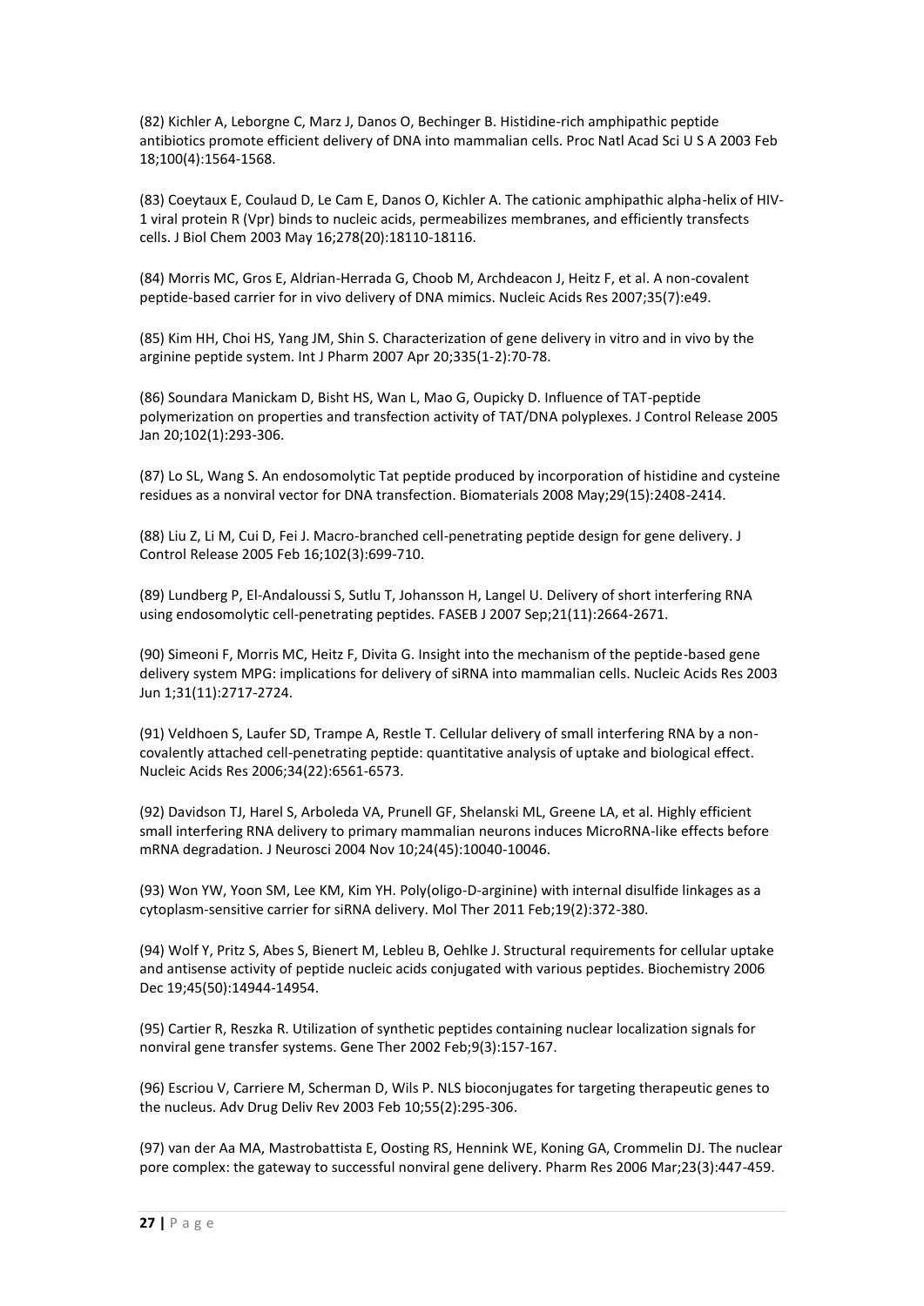(82) Kichler A, Leborgne C, Marz J, Danos O, Bechinger B. Histidine-rich amphipathic peptide antibiotics promote efficient delivery of DNA into mammalian cells. Proc Natl Acad Sci U S A 2003 Feb 18;100(4):1564-1568.

(83) Coeytaux E, Coulaud D, Le Cam E, Danos O, Kichler A. The cationic amphipathic alpha-helix of HIV-1 viral protein R (Vpr) binds to nucleic acids, permeabilizes membranes, and efficiently transfects cells. J Biol Chem 2003 May 16;278(20):18110-18116.

(84) Morris MC, Gros E, Aldrian-Herrada G, Choob M, Archdeacon J, Heitz F, et al. A non-covalent peptide-based carrier for in vivo delivery of DNA mimics. Nucleic Acids Res 2007;35(7):e49.

(85) Kim HH, Choi HS, Yang JM, Shin S. Characterization of gene delivery in vitro and in vivo by the arginine peptide system. Int J Pharm 2007 Apr 20;335(1-2):70-78.

(86) Soundara Manickam D, Bisht HS, Wan L, Mao G, Oupicky D. Influence of TAT-peptide polymerization on properties and transfection activity of TAT/DNA polyplexes. J Control Release 2005 Jan 20;102(1):293-306.

(87) Lo SL, Wang S. An endosomolytic Tat peptide produced by incorporation of histidine and cysteine residues as a nonviral vector for DNA transfection. Biomaterials 2008 May;29(15):2408-2414.

(88) Liu Z, Li M, Cui D, Fei J. Macro-branched cell-penetrating peptide design for gene delivery. J Control Release 2005 Feb 16;102(3):699-710.

(89) Lundberg P, El-Andaloussi S, Sutlu T, Johansson H, Langel U. Delivery of short interfering RNA using endosomolytic cell-penetrating peptides. FASEB J 2007 Sep;21(11):2664-2671.

(90) Simeoni F, Morris MC, Heitz F, Divita G. Insight into the mechanism of the peptide-based gene delivery system MPG: implications for delivery of siRNA into mammalian cells. Nucleic Acids Res 2003 Jun 1;31(11):2717-2724.

(91) Veldhoen S, Laufer SD, Trampe A, Restle T. Cellular delivery of small interfering RNA by a non-covalently attached cell-penetrating peptide: quantitative analysis of uptake and biological effect. Nucleic Acids Res 2006;34(22):6561-6573.

(92) Davidson TJ, Harel S, Arboleda VA, Prunell GF, Shelanski ML, Greene LA, et al. Highly efficient small interfering RNA delivery to primary mammalian neurons induces MicroRNA-like effects before mRNA degradation. J Neurosci 2004 Nov 10;24(45):10040-10046.

(93) Won YW, Yoon SM, Lee KM, Kim YH. Poly(oligo-D-arginine) with internal disulfide linkages as a cytoplasm-sensitive carrier for siRNA delivery. Mol Ther 2011 Feb;19(2):372-380.

(94) Wolf Y, Pritz S, Abes S, Bienert M, Lebleu B, Oehlke J. Structural requirements for cellular uptake and antisense activity of peptide nucleic acids conjugated with various peptides. Biochemistry 2006 Dec 19;45(50):14944-14954.

(95) Cartier R, Reszka R. Utilization of synthetic peptides containing nuclear localization signals for nonviral gene transfer systems. Gene Ther 2002 Feb;9(3):157-167.

(96) Escriou V, Carriere M, Scherman D, Wils P. NLS bioconjugates for targeting therapeutic genes to the nucleus. Adv Drug Deliv Rev 2003 Feb 10;55(2):295-306.

(97) van der Aa MA, Mastrobattista E, Oosting RS, Hennink WE, Koning GA, Crommelin DJ. The nuclear pore complex: the gateway to successful nonviral gene delivery. Pharm Res 2006 Mar;23(3):447-459.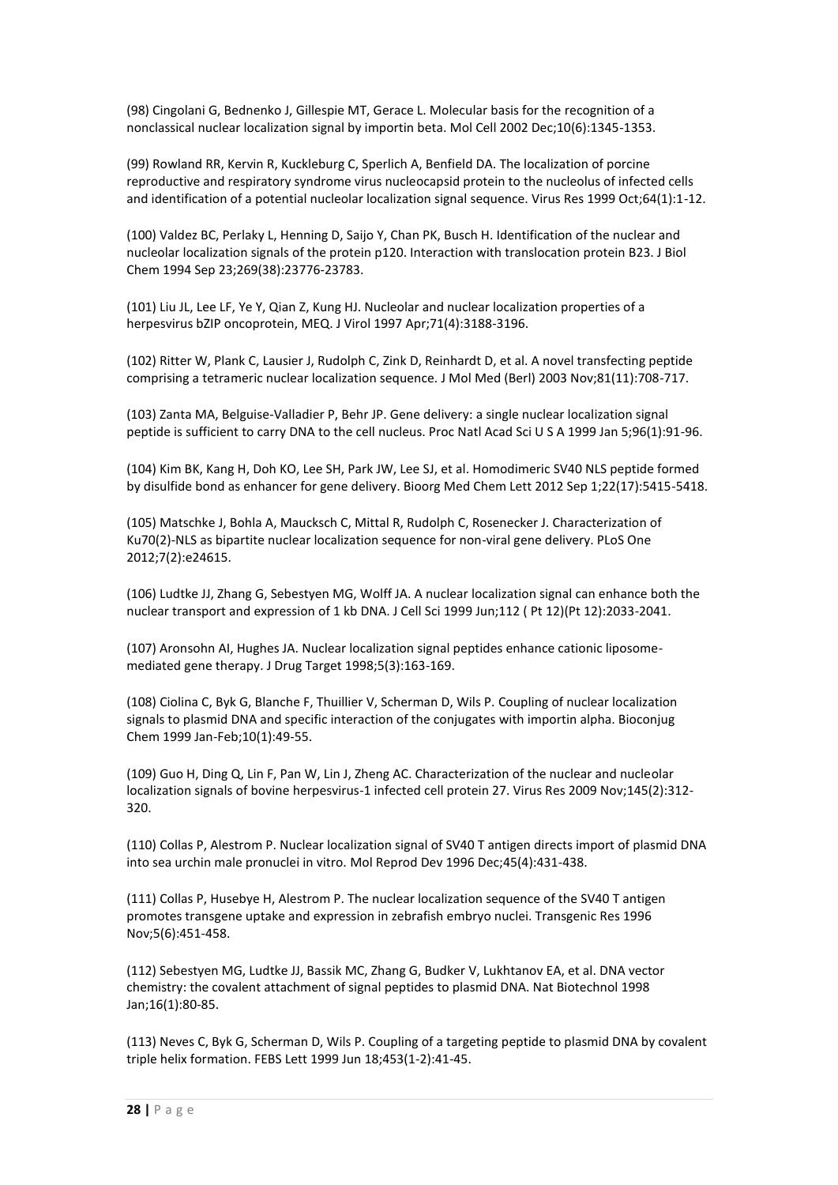(98) Cingolani G, Bednenko J, Gillespie MT, Gerace L. Molecular basis for the recognition of a nonclassical nuclear localization signal by importin beta. Mol Cell 2002 Dec;10(6):1345-1353.

(99) Rowland RR, Kervin R, Kuckleburg C, Sperlich A, Benfield DA. The localization of porcine reproductive and respiratory syndrome virus nucleocapsid protein to the nucleolus of infected cells and identification of a potential nucleolar localization signal sequence. Virus Res 1999 Oct;64(1):1-12.

(100) Valdez BC, Perlaky L, Henning D, Saijo Y, Chan PK, Busch H. Identification of the nuclear and nucleolar localization signals of the protein p120. Interaction with translocation protein B23. J Biol Chem 1994 Sep 23;269(38):23776-23783.

(101) Liu JL, Lee LF, Ye Y, Qian Z, Kung HJ. Nucleolar and nuclear localization properties of a herpesvirus bZIP oncoprotein, MEQ. J Virol 1997 Apr;71(4):3188-3196.

(102) Ritter W, Plank C, Lausier J, Rudolph C, Zink D, Reinhardt D, et al. A novel transfecting peptide comprising a tetrameric nuclear localization sequence. J Mol Med (Berl) 2003 Nov;81(11):708-717.

(103) Zanta MA, Belguise-Valladier P, Behr JP. Gene delivery: a single nuclear localization signal peptide is sufficient to carry DNA to the cell nucleus. Proc Natl Acad Sci U S A 1999 Jan 5;96(1):91-96.

(104) Kim BK, Kang H, Doh KO, Lee SH, Park JW, Lee SJ, et al. Homodimeric SV40 NLS peptide formed by disulfide bond as enhancer for gene delivery. Bioorg Med Chem Lett 2012 Sep 1;22(17):5415-5418.

(105) Matschke J, Bohla A, Maucksch C, Mittal R, Rudolph C, Rosenecker J. Characterization of Ku70(2)-NLS as bipartite nuclear localization sequence for non-viral gene delivery. PLoS One 2012;7(2):e24615.

(106) Ludtke JJ, Zhang G, Sebestyen MG, Wolff JA. A nuclear localization signal can enhance both the nuclear transport and expression of 1 kb DNA. J Cell Sci 1999 Jun;112 ( Pt 12)(Pt 12):2033-2041.

(107) Aronsohn AI, Hughes JA. Nuclear localization signal peptides enhance cationic liposome-mediated gene therapy. J Drug Target 1998;5(3):163-169.

(108) Ciolina C, Byk G, Blanche F, Thuillier V, Scherman D, Wils P. Coupling of nuclear localization signals to plasmid DNA and specific interaction of the conjugates with importin alpha. Bioconjug Chem 1999 Jan-Feb;10(1):49-55.

(109) Guo H, Ding Q, Lin F, Pan W, Lin J, Zheng AC. Characterization of the nuclear and nucleolar localization signals of bovine herpesvirus-1 infected cell protein 27. Virus Res 2009 Nov;145(2):312-320.

(110) Collas P, Alestrom P. Nuclear localization signal of SV40 T antigen directs import of plasmid DNA into sea urchin male pronuclei in vitro. Mol Reprod Dev 1996 Dec;45(4):431-438.

(111) Collas P, Husebye H, Alestrom P. The nuclear localization sequence of the SV40 T antigen promotes transgene uptake and expression in zebrafish embryo nuclei. Transgenic Res 1996 Nov;5(6):451-458.

(112) Sebestyen MG, Ludtke JJ, Bassik MC, Zhang G, Budker V, Lukhtanov EA, et al. DNA vector chemistry: the covalent attachment of signal peptides to plasmid DNA. Nat Biotechnol 1998 Jan;16(1):80-85.

(113) Neves C, Byk G, Scherman D, Wils P. Coupling of a targeting peptide to plasmid DNA by covalent triple helix formation. FEBS Lett 1999 Jun 18;453(1-2):41-45.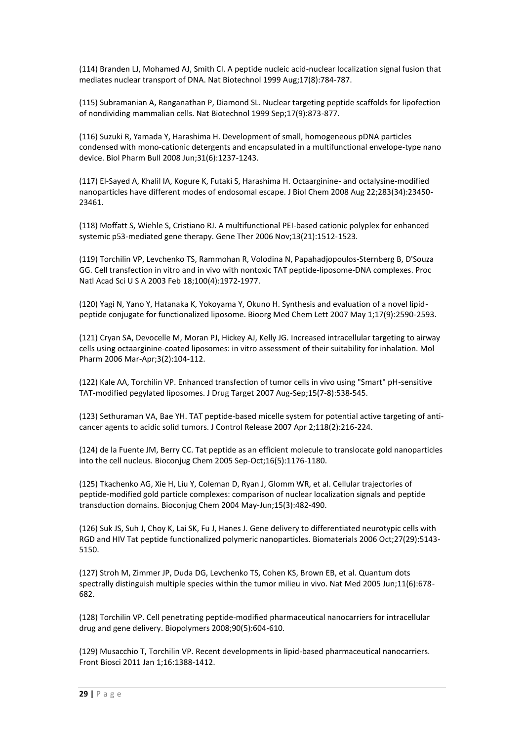(114) Branden LJ, Mohamed AJ, Smith CI. A peptide nucleic acid-nuclear localization signal fusion that mediates nuclear transport of DNA. Nat Biotechnol 1999 Aug;17(8):784-787.

(115) Subramanian A, Ranganathan P, Diamond SL. Nuclear targeting peptide scaffolds for lipofection of nondividing mammalian cells. Nat Biotechnol 1999 Sep;17(9):873-877.

(116) Suzuki R, Yamada Y, Harashima H. Development of small, homogeneous pDNA particles condensed with mono-cationic detergents and encapsulated in a multifunctional envelope-type nano device. Biol Pharm Bull 2008 Jun;31(6):1237-1243.

(117) El-Sayed A, Khalil IA, Kogure K, Futaki S, Harashima H. Octaarginine- and octalysine-modified nanoparticles have different modes of endosomal escape. J Biol Chem 2008 Aug 22;283(34):23450-23461.

(118) Moffatt S, Wiehle S, Cristiano RJ. A multifunctional PEI-based cationic polyplex for enhanced systemic p53-mediated gene therapy. Gene Ther 2006 Nov;13(21):1512-1523.

(119) Torchilin VP, Levchenko TS, Rammohan R, Volodina N, Papahadjopoulos-Sternberg B, D'Souza GG. Cell transfection in vitro and in vivo with nontoxic TAT peptide-liposome-DNA complexes. Proc Natl Acad Sci U S A 2003 Feb 18;100(4):1972-1977.

(120) Yagi N, Yano Y, Hatanaka K, Yokoyama Y, Okuno H. Synthesis and evaluation of a novel lipid-peptide conjugate for functionalized liposome. Bioorg Med Chem Lett 2007 May 1;17(9):2590-2593.

(121) Cryan SA, Devocelle M, Moran PJ, Hickey AJ, Kelly JG. Increased intracellular targeting to airway cells using octaarginine-coated liposomes: in vitro assessment of their suitability for inhalation. Mol Pharm 2006 Mar-Apr;3(2):104-112.

(122) Kale AA, Torchilin VP. Enhanced transfection of tumor cells in vivo using "Smart" pH-sensitive TAT-modified pegylated liposomes. J Drug Target 2007 Aug-Sep;15(7-8):538-545.

(123) Sethuraman VA, Bae YH. TAT peptide-based micelle system for potential active targeting of anti-cancer agents to acidic solid tumors. J Control Release 2007 Apr 2;118(2):216-224.

(124) de la Fuente JM, Berry CC. Tat peptide as an efficient molecule to translocate gold nanoparticles into the cell nucleus. Bioconjug Chem 2005 Sep-Oct;16(5):1176-1180.

(125) Tkachenko AG, Xie H, Liu Y, Coleman D, Ryan J, Glomm WR, et al. Cellular trajectories of peptide-modified gold particle complexes: comparison of nuclear localization signals and peptide transduction domains. Bioconjug Chem 2004 May-Jun;15(3):482-490.

(126) Suk JS, Suh J, Choy K, Lai SK, Fu J, Hanes J. Gene delivery to differentiated neurotypic cells with RGD and HIV Tat peptide functionalized polymeric nanoparticles. Biomaterials 2006 Oct;27(29):5143-5150.

(127) Stroh M, Zimmer JP, Duda DG, Levchenko TS, Cohen KS, Brown EB, et al. Quantum dots spectrally distinguish multiple species within the tumor milieu in vivo. Nat Med 2005 Jun;11(6):678-682.

(128) Torchilin VP. Cell penetrating peptide-modified pharmaceutical nanocarriers for intracellular drug and gene delivery. Biopolymers 2008;90(5):604-610.

(129) Musacchio T, Torchilin VP. Recent developments in lipid-based pharmaceutical nanocarriers. Front Biosci 2011 Jan 1;16:1388-1412.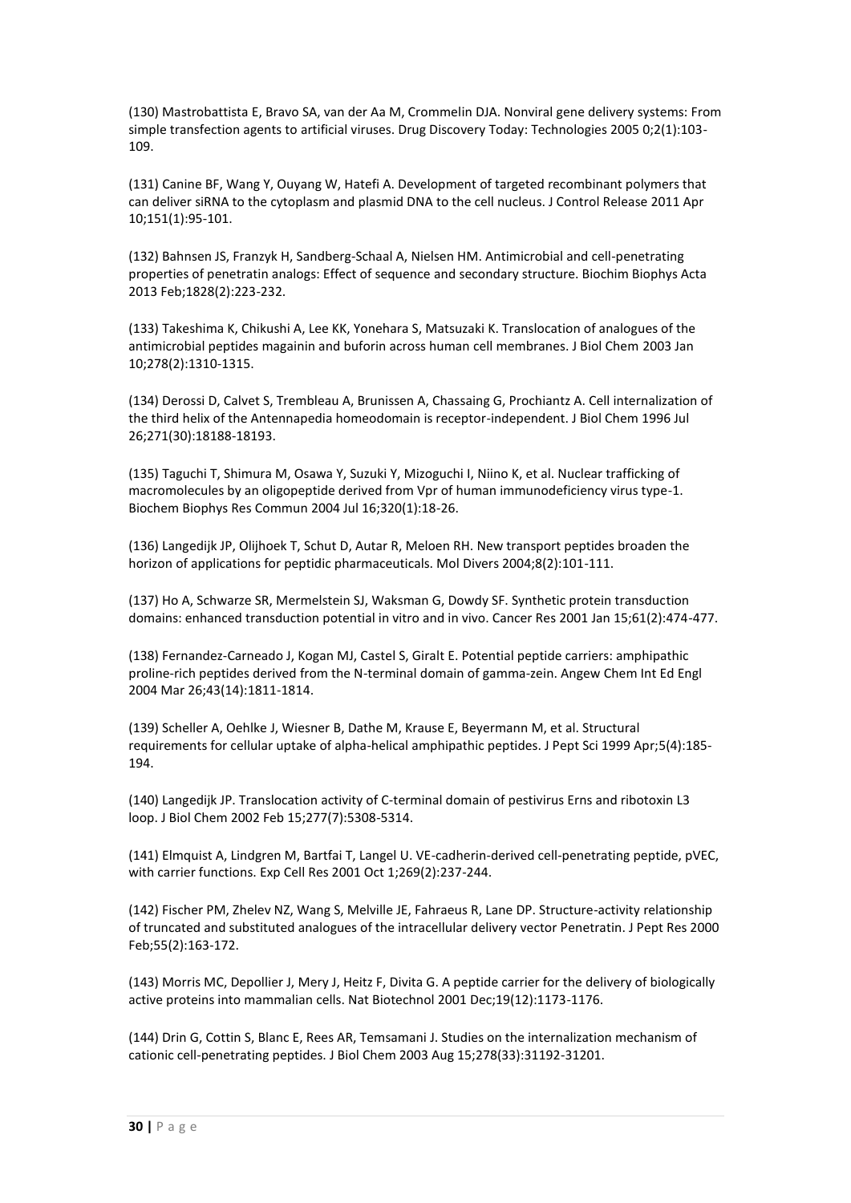(130) Mastrobattista E, Bravo SA, van der Aa M, Crommelin DJA. Nonviral gene delivery systems: From simple transfection agents to artificial viruses. Drug Discovery Today: Technologies 2005 0;2(1):103-109.

(131) Canine BF, Wang Y, Ouyang W, Hatefi A. Development of targeted recombinant polymers that can deliver siRNA to the cytoplasm and plasmid DNA to the cell nucleus. J Control Release 2011 Apr 10;151(1):95-101.

(132) Bahnsen JS, Franzyk H, Sandberg-Schaal A, Nielsen HM. Antimicrobial and cell-penetrating properties of penetratin analogs: Effect of sequence and secondary structure. Biochim Biophys Acta 2013 Feb;1828(2):223-232.

(133) Takeshima K, Chikushi A, Lee KK, Yonehara S, Matsuzaki K. Translocation of analogues of the antimicrobial peptides magainin and buforin across human cell membranes. J Biol Chem 2003 Jan 10;278(2):1310-1315.

(134) Derossi D, Calvet S, Trembleau A, Brunissen A, Chassaing G, Prochiantz A. Cell internalization of the third helix of the Antennapedia homeodomain is receptor-independent. J Biol Chem 1996 Jul 26;271(30):18188-18193.

(135) Taguchi T, Shimura M, Osawa Y, Suzuki Y, Mizoguchi I, Niino K, et al. Nuclear trafficking of macromolecules by an oligopeptide derived from Vpr of human immunodeficiency virus type-1. Biochem Biophys Res Commun 2004 Jul 16;320(1):18-26.

(136) Langedijk JP, Olijhoek T, Schut D, Autar R, Meloen RH. New transport peptides broaden the horizon of applications for peptidic pharmaceuticals. Mol Divers 2004;8(2):101-111.

(137) Ho A, Schwarze SR, Mermelstein SJ, Waksman G, Dowdy SF. Synthetic protein transduction domains: enhanced transduction potential in vitro and in vivo. Cancer Res 2001 Jan 15;61(2):474-477.

(138) Fernandez-Carneado J, Kogan MJ, Castel S, Giralt E. Potential peptide carriers: amphipathic proline-rich peptides derived from the N-terminal domain of gamma-zein. Angew Chem Int Ed Engl 2004 Mar 26;43(14):1811-1814.

(139) Scheller A, Oehlke J, Wiesner B, Dathe M, Krause E, Beyermann M, et al. Structural requirements for cellular uptake of alpha-helical amphipathic peptides. J Pept Sci 1999 Apr;5(4):185-194.

(140) Langedijk JP. Translocation activity of C-terminal domain of pestivirus Erns and ribotoxin L3 loop. J Biol Chem 2002 Feb 15;277(7):5308-5314.

(141) Elmquist A, Lindgren M, Bartfai T, Langel U. VE-cadherin-derived cell-penetrating peptide, pVEC, with carrier functions. Exp Cell Res 2001 Oct 1;269(2):237-244.

(142) Fischer PM, Zhelev NZ, Wang S, Melville JE, Fahraeus R, Lane DP. Structure-activity relationship of truncated and substituted analogues of the intracellular delivery vector Penetratin. J Pept Res 2000 Feb;55(2):163-172.

(143) Morris MC, Depollier J, Mery J, Heitz F, Divita G. A peptide carrier for the delivery of biologically active proteins into mammalian cells. Nat Biotechnol 2001 Dec;19(12):1173-1176.

(144) Drin G, Cottin S, Blanc E, Rees AR, Temsamani J. Studies on the internalization mechanism of cationic cell-penetrating peptides. J Biol Chem 2003 Aug 15;278(33):31192-31201.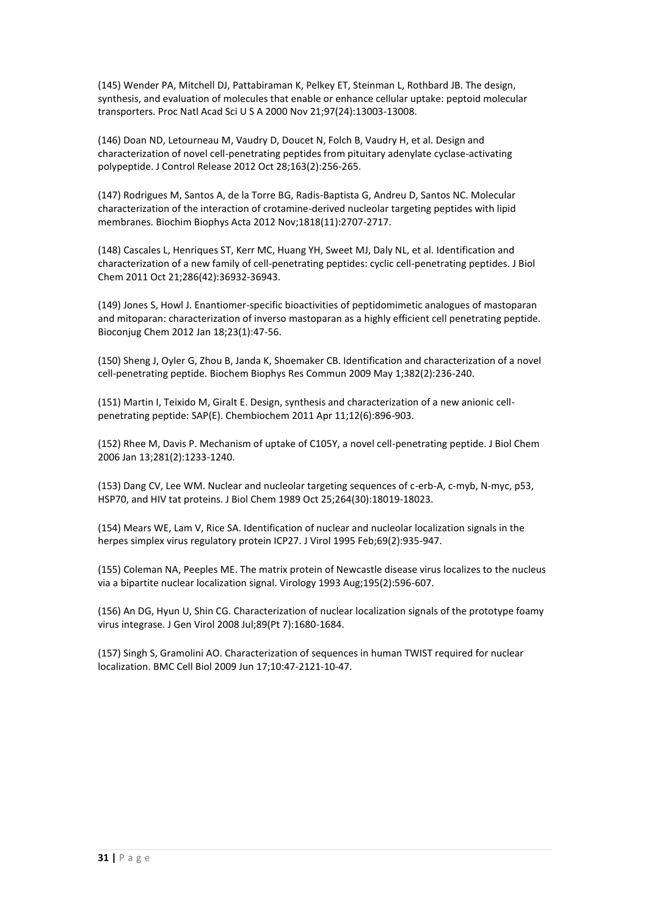(145) Wender PA, Mitchell DJ, Pattabiraman K, Pelkey ET, Steinman L, Rothbard JB. The design, synthesis, and evaluation of molecules that enable or enhance cellular uptake: peptoid molecular transporters. Proc Natl Acad Sci U S A 2000 Nov 21;97(24):13003-13008.

(146) Doan ND, Letourneau M, Vaudry D, Doucet N, Folch B, Vaudry H, et al. Design and characterization of novel cell-penetrating peptides from pituitary adenylate cyclase-activating polypeptide. J Control Release 2012 Oct 28;163(2):256-265.

(147) Rodrigues M, Santos A, de la Torre BG, Radis-Baptista G, Andreu D, Santos NC. Molecular characterization of the interaction of crotamine-derived nucleolar targeting peptides with lipid membranes. Biochim Biophys Acta 2012 Nov;1818(11):2707-2717.

(148) Cascales L, Henriques ST, Kerr MC, Huang YH, Sweet MJ, Daly NL, et al. Identification and characterization of a new family of cell-penetrating peptides: cyclic cell-penetrating peptides. J Biol Chem 2011 Oct 21;286(42):36932-36943.

(149) Jones S, Howl J. Enantiomer-specific bioactivities of peptidomimetic analogues of mastoparan and mitoparan: characterization of inverso mastoparan as a highly efficient cell penetrating peptide. Bioconjug Chem 2012 Jan 18;23(1):47-56.

(150) Sheng J, Oyler G, Zhou B, Janda K, Shoemaker CB. Identification and characterization of a novel cell-penetrating peptide. Biochem Biophys Res Commun 2009 May 1;382(2):236-240.

(151) Martin I, Teixido M, Giralt E. Design, synthesis and characterization of a new anionic cell-penetrating peptide: SAP(E). Chembiochem 2011 Apr 11;12(6):896-903.

(152) Rhee M, Davis P. Mechanism of uptake of C105Y, a novel cell-penetrating peptide. J Biol Chem 2006 Jan 13;281(2):1233-1240.

(153) Dang CV, Lee WM. Nuclear and nucleolar targeting sequences of c-erb-A, c-myb, N-myc, p53, HSP70, and HIV tat proteins. J Biol Chem 1989 Oct 25;264(30):18019-18023.

(154) Mears WE, Lam V, Rice SA. Identification of nuclear and nucleolar localization signals in the herpes simplex virus regulatory protein ICP27. J Virol 1995 Feb;69(2):935-947.

(155) Coleman NA, Peeples ME. The matrix protein of Newcastle disease virus localizes to the nucleus via a bipartite nuclear localization signal. Virology 1993 Aug;195(2):596-607.

(156) An DG, Hyun U, Shin CG. Characterization of nuclear localization signals of the prototype foamy virus integrase. J Gen Virol 2008 Jul;89(Pt 7):1680-1684.

(157) Singh S, Gramolini AO. Characterization of sequences in human TWIST required for nuclear localization. BMC Cell Biol 2009 Jun 17;10:47-2121-10-47.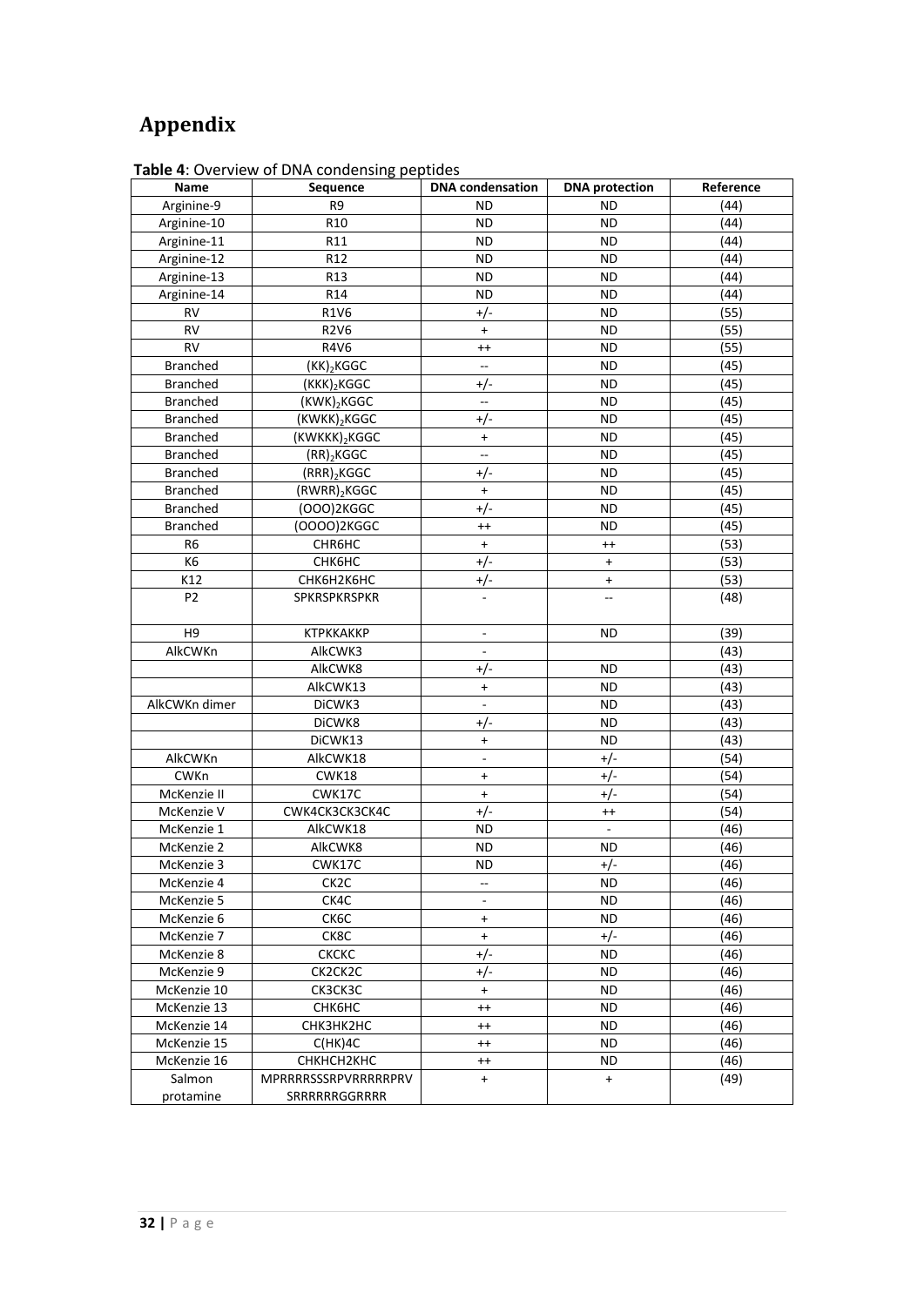# Appendix

**Table 4**: Overview of DNA condensing peptides

| Name | Sequence | DNA condensation | DNA protection | Reference |
|---|---|---|---|---|
| Arginine-9 | R9 | ND | ND | (44) |
| Arginine-10 | R10 | ND | ND | (44) |
| Arginine-11 | R11 | ND | ND | (44) |
| Arginine-12 | R12 | ND | ND | (44) |
| Arginine-13 | R13 | ND | ND | (44) |
| Arginine-14 | R14 | ND | ND | (44) |
| RV | R1V6 | +/- | ND | (55) |
| RV | R2V6 | + | ND | (55) |
| RV | R4V6 | ++ | ND | (55) |
| Branched | $(KK)_2$KGGC | -- | ND | (45) |
| Branched | $(KKK)_2$KGGC | +/- | ND | (45) |
| Branched | $(KWK)_2$KGGC | -- | ND | (45) |
| Branched | $(KWKK)_2$KGGC | +/- | ND | (45) |
| Branched | $(KWKKK)_2$KGGC | + | ND | (45) |
| Branched | $(RR)_2$KGGC | -- | ND | (45) |
| Branched | $(RRR)_2$KGGC | +/- | ND | (45) |
| Branched | $(RWRR)_2$KGGC | + | ND | (45) |
| Branched | (OOO)2KGGC | +/- | ND | (45) |
| Branched | (OOOO)2KGGC | ++ | ND | (45) |
| R6 | CHR6HC | + | ++ | (53) |
| K6 | CHK6HC | +/- | + | (53) |
| K12 | CHK6H2K6HC | +/- | + | (53) |
| P2 | SPKRSPKRSPKR | - | -- | (48) |
| H9 | KTPKKAKKP | - | ND | (39) |
| AlkCWKn | AlkCWK3 | - | | (43) |
| | AlkCWK8 | +/- | ND | (43) |
| | AlkCWK13 | + | ND | (43) |
| AlkCWKn dimer | DiCWK3 | - | ND | (43) |
| | DiCWK8 | +/- | ND | (43) |
| | DiCWK13 | + | ND | (43) |
| AlkCWKn | AlkCWK18 | - | +/- | (54) |
| CWKn | CWK18 | + | +/- | (54) |
| McKenzie II | CWK17C | + | +/- | (54) |
| McKenzie V | CWK4CK3CK3CK4C | +/- | ++ | (54) |
| McKenzie 1 | AlkCWK18 | ND | - | (46) |
| McKenzie 2 | AlkCWK8 | ND | ND | (46) |
| McKenzie 3 | CWK17C | ND | +/- | (46) |
| McKenzie 4 | CK2C | -- | ND | (46) |
| McKenzie 5 | CK4C | - | ND | (46) |
| McKenzie 6 | CK6C | + | ND | (46) |
| McKenzie 7 | CK8C | + | +/- | (46) |
| McKenzie 8 | CKCKC | +/- | ND | (46) |
| McKenzie 9 | CK2CK2C | +/- | ND | (46) |
| McKenzie 10 | CK3CK3C | + | ND | (46) |
| McKenzie 13 | CHK6HC | ++ | ND | (46) |
| McKenzie 14 | CHK3HK2HC | ++ | ND | (46) |
| McKenzie 15 | C(HK)4C | ++ | ND | (46) |
| McKenzie 16 | CHKHCH2KHC | ++ | ND | (46) |
| Salmon protamine | MPRRRRSSSRPVRRRRRPRV SRRRRRRGGRRRR | + | + | (49) |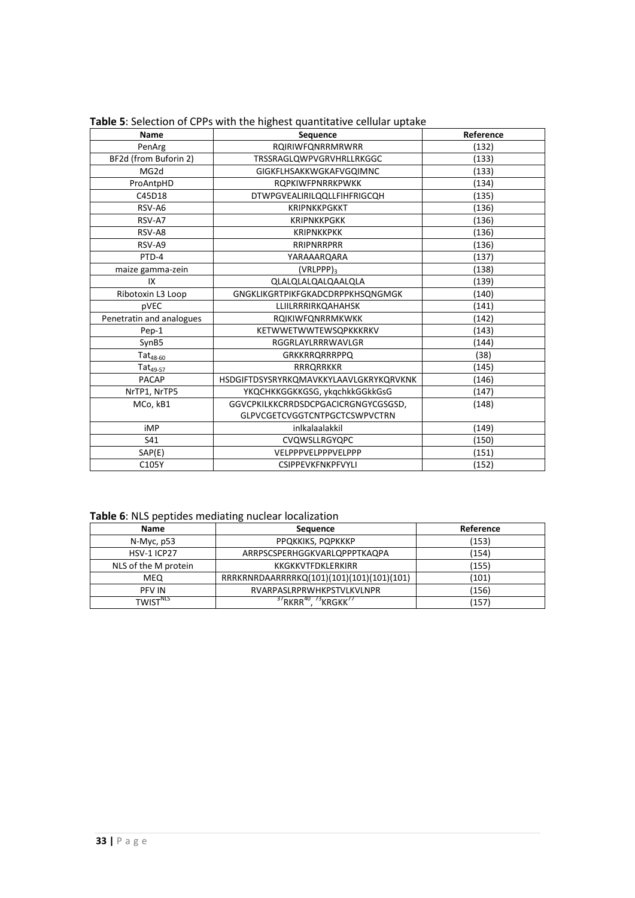**Table 5**: Selection of CPPs with the highest quantitative cellular uptake

| Name | Sequence | Reference |
|---|---|---|
| PenArg | RQIRIWFQNRRMRWRR | (132) |
| BF2d (from Buforin 2) | TRSSRAGLQWPVGRVHRLLRKGGC | (133) |
| MG2d | GIGKFLHSAKKWGKAFVGQIMNC | (133) |
| ProAntpHD | RQPKIWFPNRRKPWKK | (134) |
| C45D18 | DTWPGVEALIRILQQLLFIHFRIGCQH | (135) |
| RSV-A6 | KRIPNKKPGKKT | (136) |
| RSV-A7 | KRIPNKKPGKK | (136) |
| RSV-A8 | KRIPNKKPKK | (136) |
| RSV-A9 | RRIPNRRPRR | (136) |
| PTD-4 | YARAAARQARA | (137) |
| maize gamma-zein | $(VRLPPP)_3$ | (138) |
| IX | QLALQLALQALQAALQLA | (139) |
| Ribotoxin L3 Loop | GNGKLIKGRTPIKFGKADCDRPPKHSQNGMGK | (140) |
| pVEC | LLIILRRRIRKQAHAHSK | (141) |
| Penetratin and analogues | RQIKIWFQNRRMKWKK | (142) |
| Pep-1 | KETWWETWWTEWSQPKKKRKV | (143) |
| SynB5 | RGGRLAYLRRRWAVLGR | (144) |
| $Tat_{48-60}$ | GRKKRRQRRRPPQ | (38) |
| $Tat_{49-57}$ | RRRQRRKKR | (145) |
| PACAP | HSDGIFTDSYSRYRKQMAVKKYLAAVLGKRYKQRVKNK | (146) |
| NrTP1, NrTP5 | YKQCHKKGGKKGSG, ykqchkkGGkkGsG | (147) |
| MCo, kB1 | GGVCPKILKKCRRDSDCPGACICRGNGYCGSGSD, GLPVCGETCVGGTCNTPGCTCSWPVCTRN | (148) |
| iMP | inlkalaalakkil | (149) |
| S41 | CVQWSLLRGYQPC | (150) |
| SAP(E) | VELPPPVELPPPVELPPP | (151) |
| C105Y | CSIPPEVKFNKPFVYLI | (152) |

**Table 6**: NLS peptides mediating nuclear localization

| Name | Sequence | Reference |
|---|---|---|
| N-Myc, p53 | PPQKKIKS, PQPKKKP | (153) |
| HSV-1 ICP27 | ARRPSCSPERHGGKVARLQPPPTKAQPA | (154) |
| NLS of the M protein | KKGKKVTFDKLERKIRR | (155) |
| MEQ | RRRKRNRDAARRRRKQ(101)(101)(101)(101)(101) | (101) |
| PFV IN | RVARPASLRPRWHKPSTVLKVLNPR | (156) |
| $TWIST^{NLS}$ | $^{37}RKRR^{40}$, $^{73}KRGKK^{77}$ | (157) |